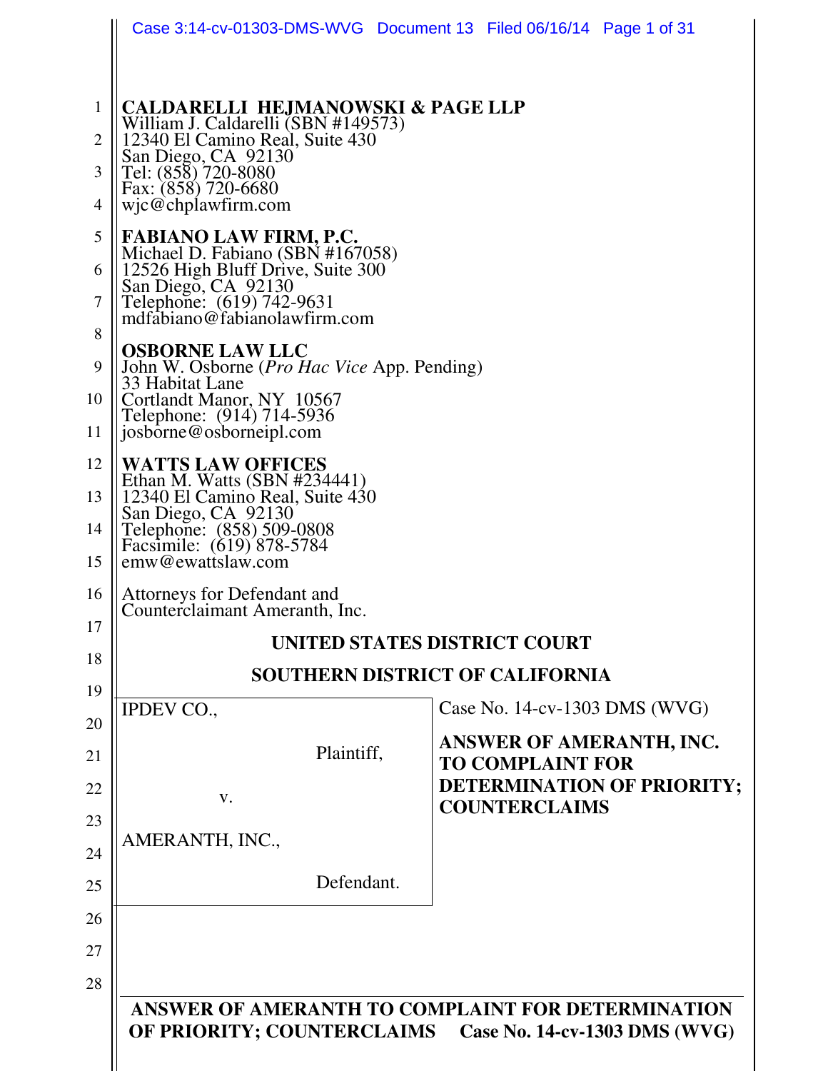**CALDARELLI HEJMANOWSKI & PAGE LLP**
William J. Caldarelli (SBN #149573)
12340 El Camino Real, Suite 430
San Diego, CA 92130
Tel: (858) 720-8080
Fax: (858) 720-6680
wjc@chplawfirm.com

**FABIANO LAW FIRM, P.C.**
Michael D. Fabiano (SBN #167058)
12526 High Bluff Drive, Suite 300
San Diego, CA 92130
Telephone: (619) 742-9631
mdfabiano@fabianolawfirm.com

**OSBORNE LAW LLC**
John W. Osborne (*Pro Hac Vice* App. Pending)
33 Habitat Lane
Cortlandt Manor, NY 10567
Telephone: (914) 714-5936
josborne@osborneipl.com

**WATTS LAW OFFICES**
Ethan M. Watts (SBN #234441)
12340 El Camino Real, Suite 430
San Diego, CA 92130
Telephone: (858) 509-0808
Facsimile: (619) 878-5784
emw@ewattslaw.com

Attorneys for Defendant and
Counterclaimant Ameranth, Inc.

**UNITED STATES DISTRICT COURT**

**SOUTHERN DISTRICT OF CALIFORNIA**

| | |
|---|---|
| IPDEV CO., Plaintiff, v. AMERANTH, INC., Defendant. | Case No. 14-cv-1303 DMS (WVG) **ANSWER OF AMERANTH, INC. TO COMPLAINT FOR DETERMINATION OF PRIORITY; COUNTERCLAIMS** |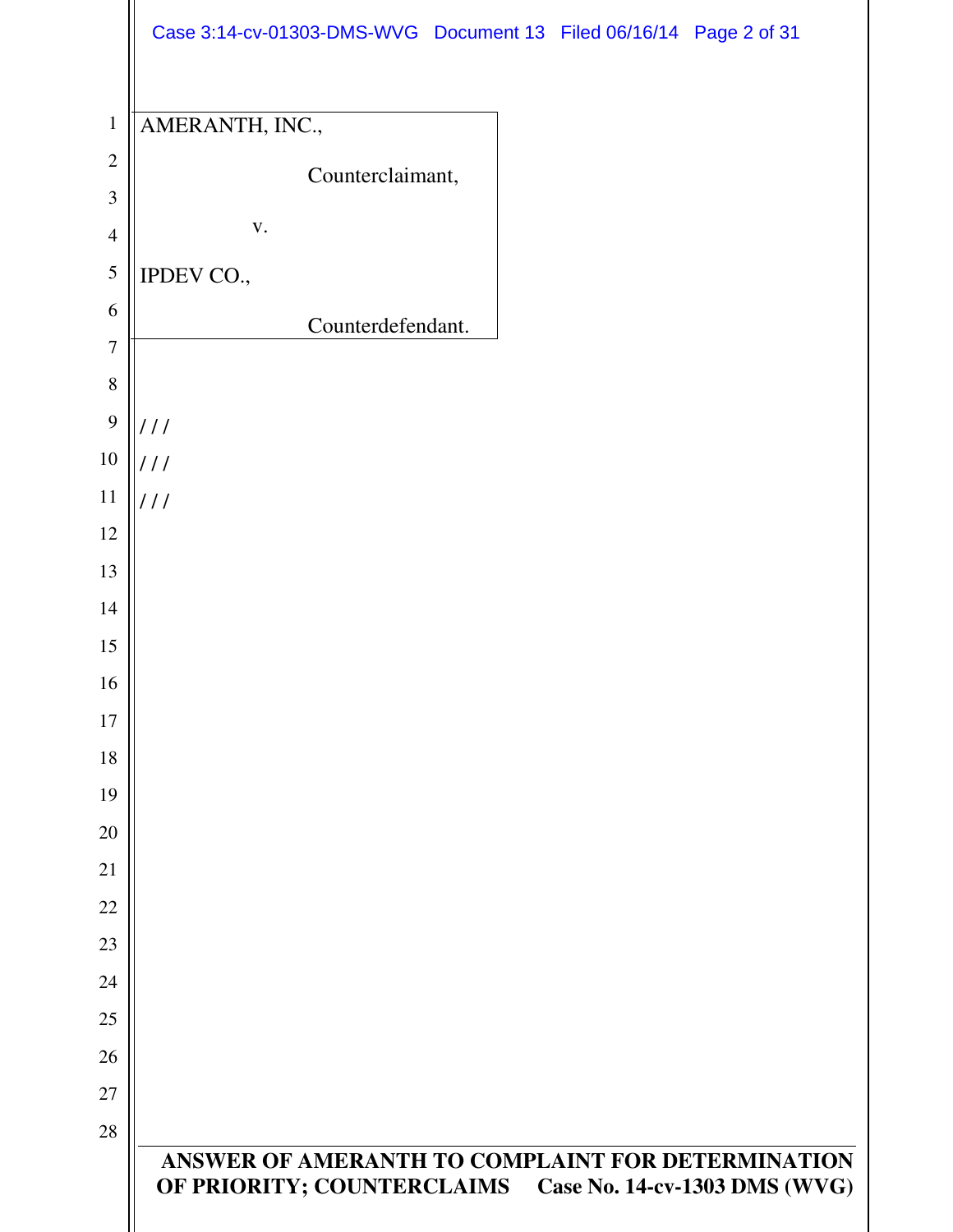AMERANTH, INC.,

Counterclaimant,

v.

IPDEV CO.,

Counterdefendant.

/ / /

/ / /

/ / /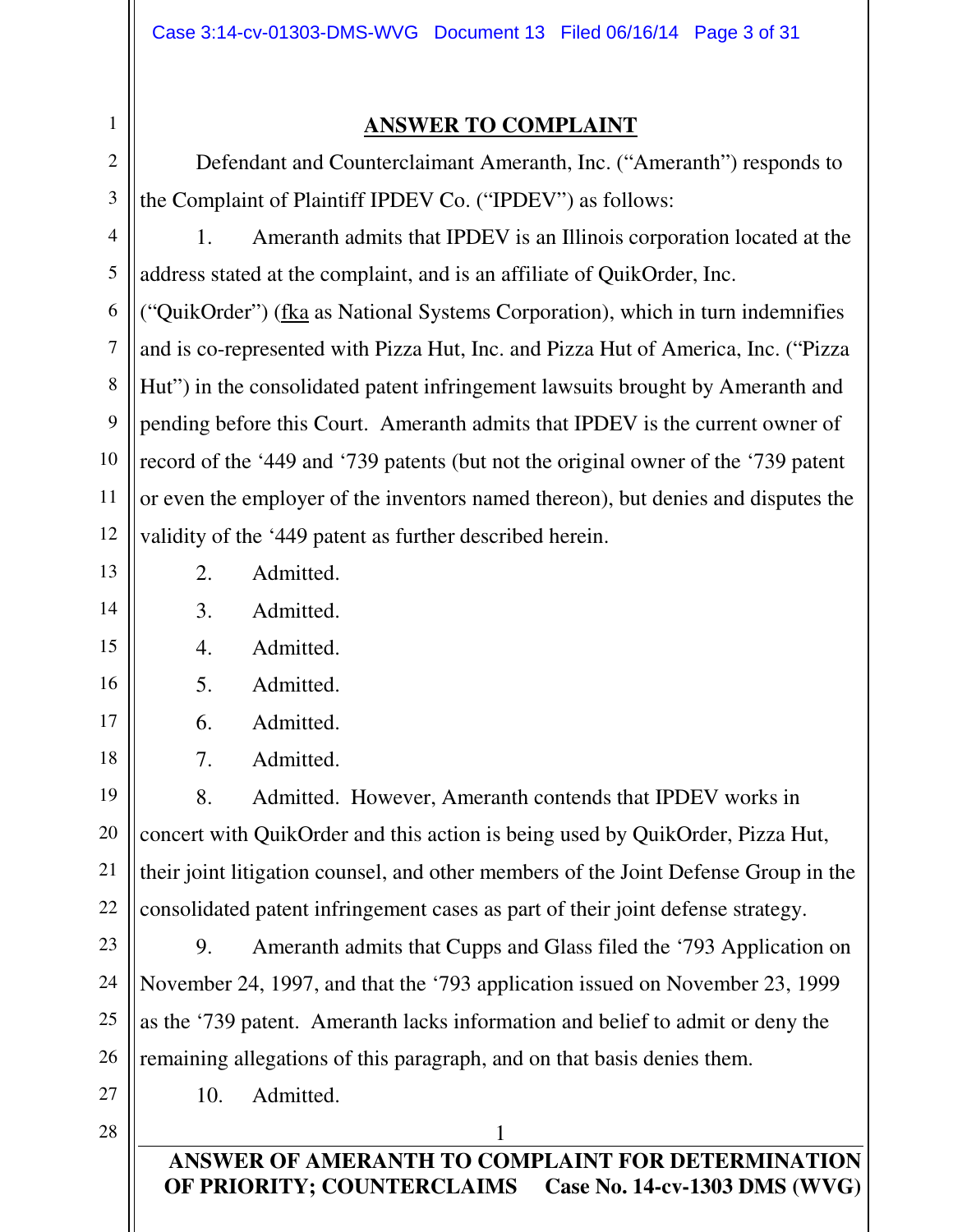## ANSWER TO COMPLAINT

Defendant and Counterclaimant Ameranth, Inc. ("Ameranth") responds to the Complaint of Plaintiff IPDEV Co. ("IPDEV") as follows:

1. Ameranth admits that IPDEV is an Illinois corporation located at the address stated at the complaint, and is an affiliate of QuikOrder, Inc. ("QuikOrder") (fka as National Systems Corporation), which in turn indemnifies and is co-represented with Pizza Hut, Inc. and Pizza Hut of America, Inc. ("Pizza Hut") in the consolidated patent infringement lawsuits brought by Ameranth and pending before this Court. Ameranth admits that IPDEV is the current owner of record of the '449 and '739 patents (but not the original owner of the '739 patent or even the employer of the inventors named thereon), but denies and disputes the validity of the '449 patent as further described herein.

2. Admitted.

3. Admitted.

4. Admitted.

5. Admitted.

6. Admitted.

7. Admitted.

8. Admitted. However, Ameranth contends that IPDEV works in concert with QuikOrder and this action is being used by QuikOrder, Pizza Hut, their joint litigation counsel, and other members of the Joint Defense Group in the consolidated patent infringement cases as part of their joint defense strategy.

9. Ameranth admits that Cupps and Glass filed the '793 Application on November 24, 1997, and that the '793 application issued on November 23, 1999 as the '739 patent. Ameranth lacks information and belief to admit or deny the remaining allegations of this paragraph, and on that basis denies them.

10. Admitted.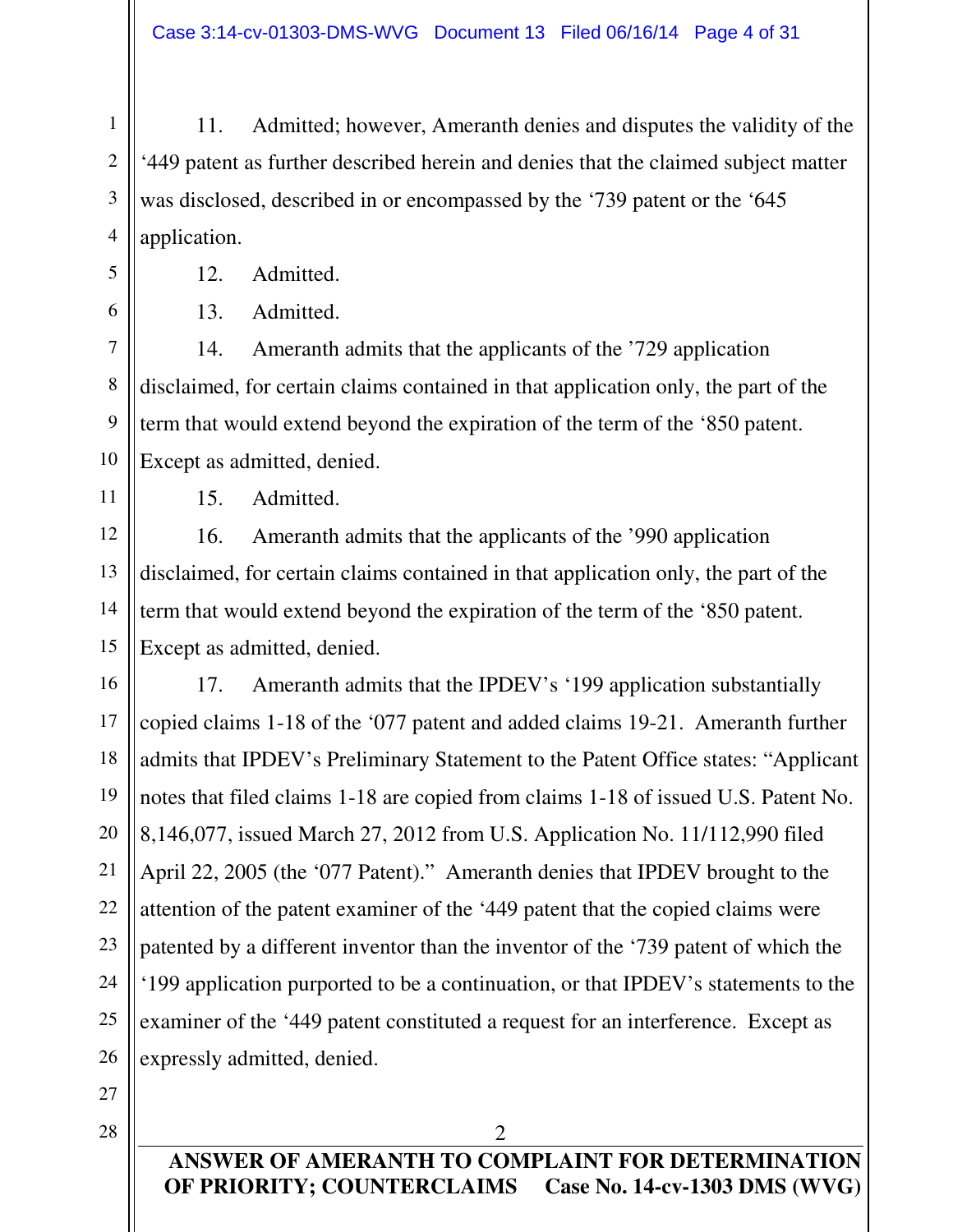11. Admitted; however, Ameranth denies and disputes the validity of the '449 patent as further described herein and denies that the claimed subject matter was disclosed, described in or encompassed by the '739 patent or the '645 application.

12. Admitted.

13. Admitted.

14. Ameranth admits that the applicants of the '729 application disclaimed, for certain claims contained in that application only, the part of the term that would extend beyond the expiration of the term of the '850 patent. Except as admitted, denied.

15. Admitted.

16. Ameranth admits that the applicants of the '990 application disclaimed, for certain claims contained in that application only, the part of the term that would extend beyond the expiration of the term of the '850 patent. Except as admitted, denied.

17. Ameranth admits that the IPDEV's '199 application substantially copied claims 1-18 of the '077 patent and added claims 19-21. Ameranth further admits that IPDEV's Preliminary Statement to the Patent Office states: "Applicant notes that filed claims 1-18 are copied from claims 1-18 of issued U.S. Patent No. 8,146,077, issued March 27, 2012 from U.S. Application No. 11/112,990 filed April 22, 2005 (the '077 Patent)." Ameranth denies that IPDEV brought to the attention of the patent examiner of the '449 patent that the copied claims were patented by a different inventor than the inventor of the '739 patent of which the '199 application purported to be a continuation, or that IPDEV's statements to the examiner of the '449 patent constituted a request for an interference. Except as expressly admitted, denied.

**ANSWER OF AMERANTH TO COMPLAINT FOR DETERMINATION OF PRIORITY; COUNTERCLAIMS Case No. 14-cv-1303 DMS (WVG)**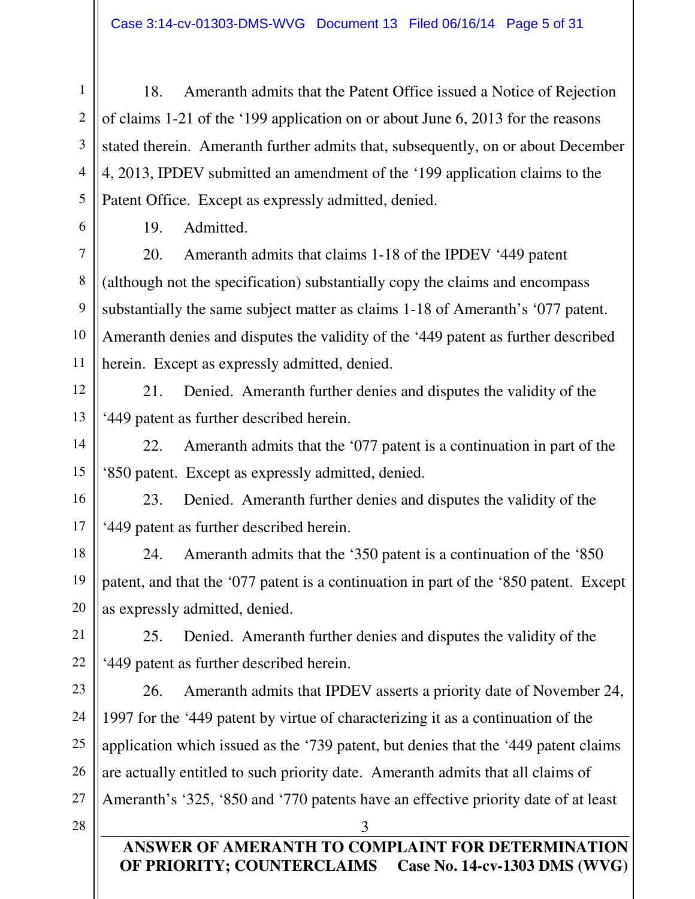18. Ameranth admits that the Patent Office issued a Notice of Rejection of claims 1-21 of the '199 application on or about June 6, 2013 for the reasons stated therein. Ameranth further admits that, subsequently, on or about December 4, 2013, IPDEV submitted an amendment of the '199 application claims to the Patent Office. Except as expressly admitted, denied.

19. Admitted.

20. Ameranth admits that claims 1-18 of the IPDEV '449 patent (although not the specification) substantially copy the claims and encompass substantially the same subject matter as claims 1-18 of Ameranth's '077 patent. Ameranth denies and disputes the validity of the '449 patent as further described herein. Except as expressly admitted, denied.

21. Denied. Ameranth further denies and disputes the validity of the '449 patent as further described herein.

22. Ameranth admits that the '077 patent is a continuation in part of the '850 patent. Except as expressly admitted, denied.

23. Denied. Ameranth further denies and disputes the validity of the '449 patent as further described herein.

24. Ameranth admits that the '350 patent is a continuation of the '850 patent, and that the '077 patent is a continuation in part of the '850 patent. Except as expressly admitted, denied.

25. Denied. Ameranth further denies and disputes the validity of the '449 patent as further described herein.

26. Ameranth admits that IPDEV asserts a priority date of November 24, 1997 for the '449 patent by virtue of characterizing it as a continuation of the application which issued as the '739 patent, but denies that the '449 patent claims are actually entitled to such priority date. Ameranth admits that all claims of Ameranth's '325, '850 and '770 patents have an effective priority date of at least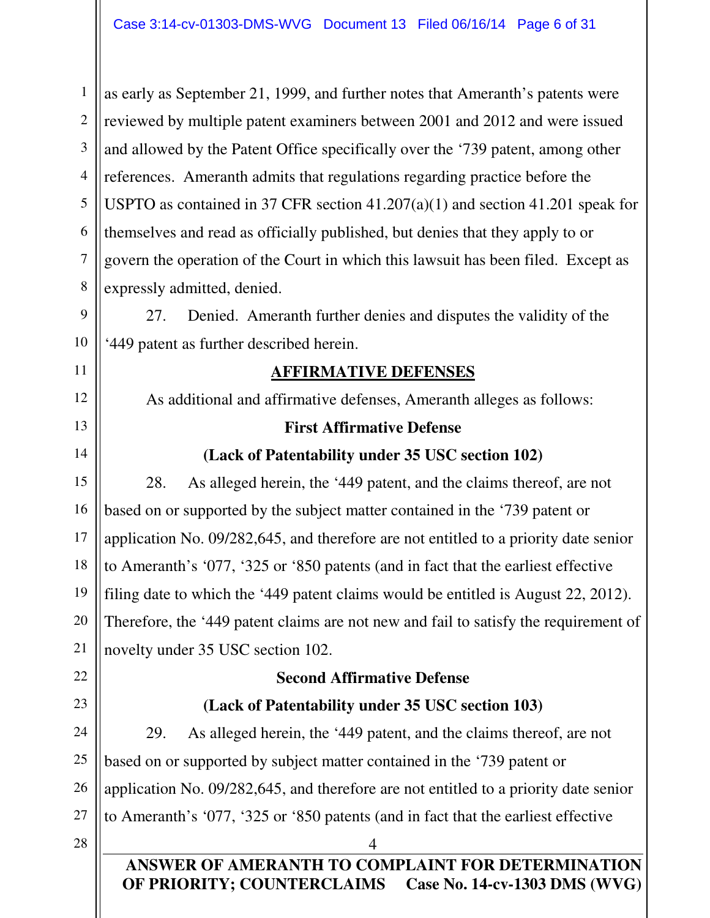as early as September 21, 1999, and further notes that Ameranth's patents were reviewed by multiple patent examiners between 2001 and 2012 and were issued and allowed by the Patent Office specifically over the '739 patent, among other references. Ameranth admits that regulations regarding practice before the USPTO as contained in 37 CFR section 41.207(a)(1) and section 41.201 speak for themselves and read as officially published, but denies that they apply to or govern the operation of the Court in which this lawsuit has been filed. Except as expressly admitted, denied.

27. Denied. Ameranth further denies and disputes the validity of the '449 patent as further described herein.

## AFFIRMATIVE DEFENSES

As additional and affirmative defenses, Ameranth alleges as follows:

### First Affirmative Defense

### (Lack of Patentability under 35 USC section 102)

28. As alleged herein, the '449 patent, and the claims thereof, are not based on or supported by the subject matter contained in the '739 patent or application No. 09/282,645, and therefore are not entitled to a priority date senior to Ameranth's '077, '325 or '850 patents (and in fact that the earliest effective filing date to which the '449 patent claims would be entitled is August 22, 2012). Therefore, the '449 patent claims are not new and fail to satisfy the requirement of novelty under 35 USC section 102.

### Second Affirmative Defense

### (Lack of Patentability under 35 USC section 103)

29. As alleged herein, the '449 patent, and the claims thereof, are not based on or supported by subject matter contained in the '739 patent or application No. 09/282,645, and therefore are not entitled to a priority date senior to Ameranth's '077, '325 or '850 patents (and in fact that the earliest effective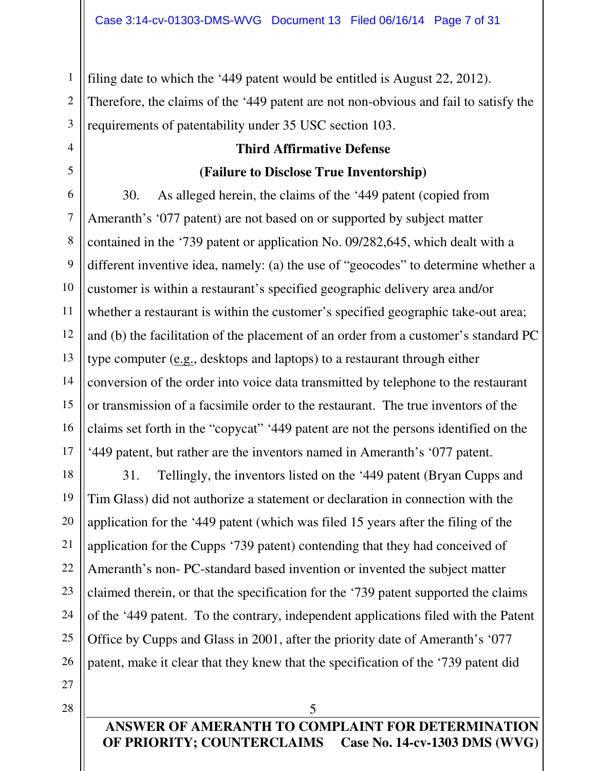filing date to which the '449 patent would be entitled is August 22, 2012). Therefore, the claims of the '449 patent are not non-obvious and fail to satisfy the requirements of patentability under 35 USC section 103.

**Third Affirmative Defense**

**(Failure to Disclose True Inventorship)**

30. As alleged herein, the claims of the '449 patent (copied from Ameranth's '077 patent) are not based on or supported by subject matter contained in the '739 patent or application No. 09/282,645, which dealt with a different inventive idea, namely: (a) the use of "geocodes" to determine whether a customer is within a restaurant's specified geographic delivery area and/or whether a restaurant is within the customer's specified geographic take-out area; and (b) the facilitation of the placement of an order from a customer's standard PC type computer (e.g., desktops and laptops) to a restaurant through either conversion of the order into voice data transmitted by telephone to the restaurant or transmission of a facsimile order to the restaurant. The true inventors of the claims set forth in the "copycat" '449 patent are not the persons identified on the '449 patent, but rather are the inventors named in Ameranth's '077 patent.

31. Tellingly, the inventors listed on the '449 patent (Bryan Cupps and Tim Glass) did not authorize a statement or declaration in connection with the application for the '449 patent (which was filed 15 years after the filing of the application for the Cupps '739 patent) contending that they had conceived of Ameranth's non- PC-standard based invention or invented the subject matter claimed therein, or that the specification for the '739 patent supported the claims of the '449 patent. To the contrary, independent applications filed with the Patent Office by Cupps and Glass in 2001, after the priority date of Ameranth's '077 patent, make it clear that they knew that the specification of the '739 patent did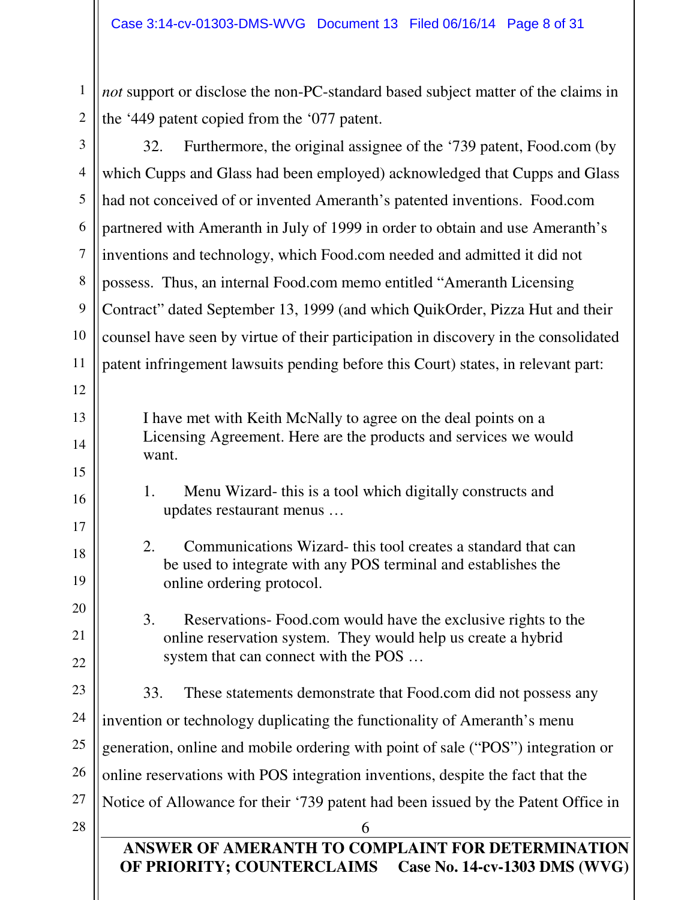*not* support or disclose the non-PC-standard based subject matter of the claims in the '449 patent copied from the '077 patent.

32. Furthermore, the original assignee of the '739 patent, Food.com (by which Cupps and Glass had been employed) acknowledged that Cupps and Glass had not conceived of or invented Ameranth's patented inventions. Food.com partnered with Ameranth in July of 1999 in order to obtain and use Ameranth's inventions and technology, which Food.com needed and admitted it did not possess. Thus, an internal Food.com memo entitled "Ameranth Licensing Contract" dated September 13, 1999 (and which QuikOrder, Pizza Hut and their counsel have seen by virtue of their participation in discovery in the consolidated patent infringement lawsuits pending before this Court) states, in relevant part:

> I have met with Keith McNally to agree on the deal points on a Licensing Agreement. Here are the products and services we would want.
>
> 1. Menu Wizard- this is a tool which digitally constructs and updates restaurant menus …
>
> 2. Communications Wizard- this tool creates a standard that can be used to integrate with any POS terminal and establishes the online ordering protocol.
>
> 3. Reservations- Food.com would have the exclusive rights to the online reservation system. They would help us create a hybrid system that can connect with the POS …

33. These statements demonstrate that Food.com did not possess any invention or technology duplicating the functionality of Ameranth's menu generation, online and mobile ordering with point of sale ("POS") integration or online reservations with POS integration inventions, despite the fact that the Notice of Allowance for their '739 patent had been issued by the Patent Office in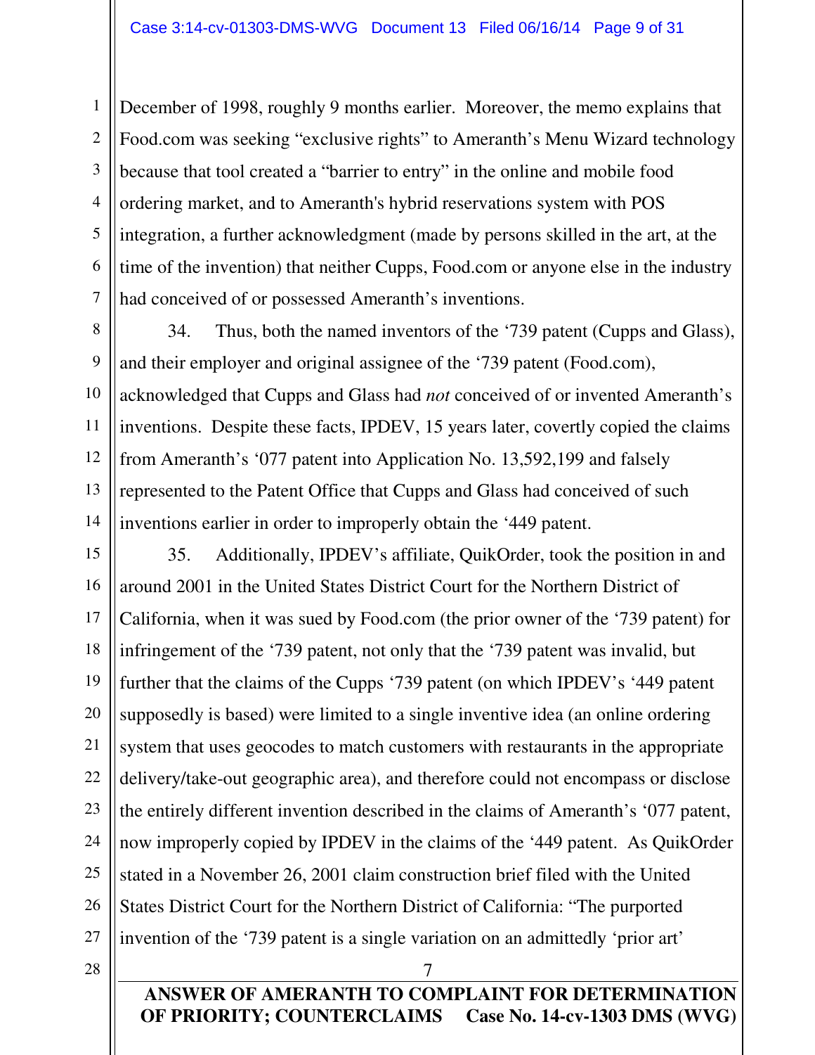December of 1998, roughly 9 months earlier. Moreover, the memo explains that Food.com was seeking "exclusive rights" to Ameranth's Menu Wizard technology because that tool created a "barrier to entry" in the online and mobile food ordering market, and to Ameranth's hybrid reservations system with POS integration, a further acknowledgment (made by persons skilled in the art, at the time of the invention) that neither Cupps, Food.com or anyone else in the industry had conceived of or possessed Ameranth's inventions.

34. Thus, both the named inventors of the '739 patent (Cupps and Glass), and their employer and original assignee of the '739 patent (Food.com), acknowledged that Cupps and Glass had *not* conceived of or invented Ameranth's inventions. Despite these facts, IPDEV, 15 years later, covertly copied the claims from Ameranth's '077 patent into Application No. 13,592,199 and falsely represented to the Patent Office that Cupps and Glass had conceived of such inventions earlier in order to improperly obtain the '449 patent.

35. Additionally, IPDEV's affiliate, QuikOrder, took the position in and around 2001 in the United States District Court for the Northern District of California, when it was sued by Food.com (the prior owner of the '739 patent) for infringement of the '739 patent, not only that the '739 patent was invalid, but further that the claims of the Cupps '739 patent (on which IPDEV's '449 patent supposedly is based) were limited to a single inventive idea (an online ordering system that uses geocodes to match customers with restaurants in the appropriate delivery/take-out geographic area), and therefore could not encompass or disclose the entirely different invention described in the claims of Ameranth's '077 patent, now improperly copied by IPDEV in the claims of the '449 patent. As QuikOrder stated in a November 26, 2001 claim construction brief filed with the United States District Court for the Northern District of California: "The purported invention of the '739 patent is a single variation on an admittedly 'prior art'

**ANSWER OF AMERANTH TO COMPLAINT FOR DETERMINATION OF PRIORITY; COUNTERCLAIMS Case No. 14-cv-1303 DMS (WVG)**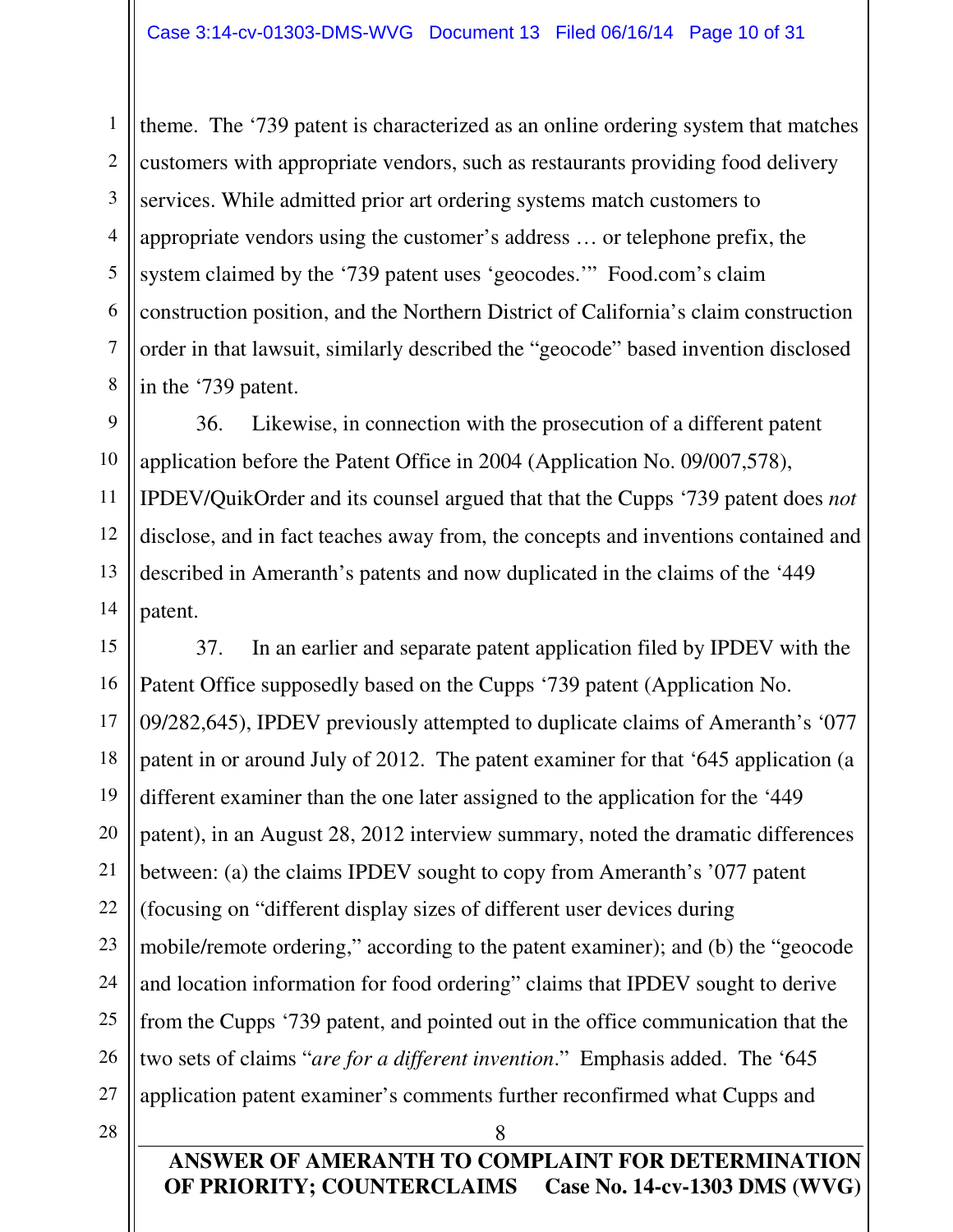theme. The '739 patent is characterized as an online ordering system that matches customers with appropriate vendors, such as restaurants providing food delivery services. While admitted prior art ordering systems match customers to appropriate vendors using the customer's address … or telephone prefix, the system claimed by the '739 patent uses 'geocodes.'" Food.com's claim construction position, and the Northern District of California's claim construction order in that lawsuit, similarly described the "geocode" based invention disclosed in the '739 patent.

36. Likewise, in connection with the prosecution of a different patent application before the Patent Office in 2004 (Application No. 09/007,578), IPDEV/QuikOrder and its counsel argued that that the Cupps '739 patent does *not* disclose, and in fact teaches away from, the concepts and inventions contained and described in Ameranth's patents and now duplicated in the claims of the '449 patent.

37. In an earlier and separate patent application filed by IPDEV with the Patent Office supposedly based on the Cupps '739 patent (Application No. 09/282,645), IPDEV previously attempted to duplicate claims of Ameranth's '077 patent in or around July of 2012. The patent examiner for that '645 application (a different examiner than the one later assigned to the application for the '449 patent), in an August 28, 2012 interview summary, noted the dramatic differences between: (a) the claims IPDEV sought to copy from Ameranth's '077 patent (focusing on "different display sizes of different user devices during mobile/remote ordering," according to the patent examiner); and (b) the "geocode and location information for food ordering" claims that IPDEV sought to derive from the Cupps '739 patent, and pointed out in the office communication that the two sets of claims "*are for a different invention*." Emphasis added. The '645 application patent examiner's comments further reconfirmed what Cupps and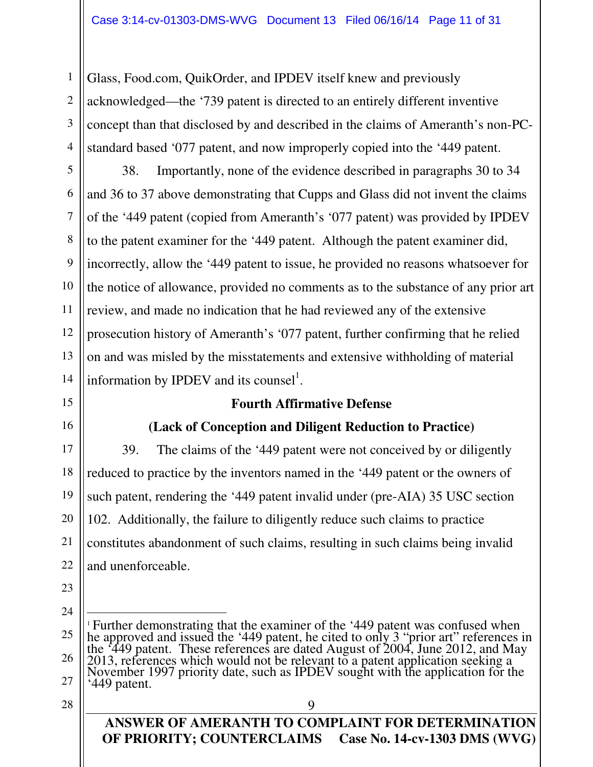Glass, Food.com, QuikOrder, and IPDEV itself knew and previously acknowledged—the '739 patent is directed to an entirely different inventive concept than that disclosed by and described in the claims of Ameranth's non-PC-standard based '077 patent, and now improperly copied into the '449 patent.

38. Importantly, none of the evidence described in paragraphs 30 to 34 and 36 to 37 above demonstrating that Cupps and Glass did not invent the claims of the '449 patent (copied from Ameranth's '077 patent) was provided by IPDEV to the patent examiner for the '449 patent. Although the patent examiner did, incorrectly, allow the '449 patent to issue, he provided no reasons whatsoever for the notice of allowance, provided no comments as to the substance of any prior art review, and made no indication that he had reviewed any of the extensive prosecution history of Ameranth's '077 patent, further confirming that he relied on and was misled by the misstatements and extensive withholding of material information by IPDEV and its counsel[1].

**Fourth Affirmative Defense**

**(Lack of Conception and Diligent Reduction to Practice)**

39. The claims of the '449 patent were not conceived by or diligently reduced to practice by the inventors named in the '449 patent or the owners of such patent, rendering the '449 patent invalid under (pre-AIA) 35 USC section 102. Additionally, the failure to diligently reduce such claims to practice constitutes abandonment of such claims, resulting in such claims being invalid and unenforceable.

[1] Further demonstrating that the examiner of the '449 patent was confused when he approved and issued the '449 patent, he cited to only 3 "prior art" references in the '449 patent. These references are dated August of 2004, June 2012, and May 2013, references which would not be relevant to a patent application seeking a November 1997 priority date, such as IPDEV sought with the application for the '449 patent.

**ANSWER OF AMERANTH TO COMPLAINT FOR DETERMINATION OF PRIORITY; COUNTERCLAIMS Case No. 14-cv-1303 DMS (WVG)**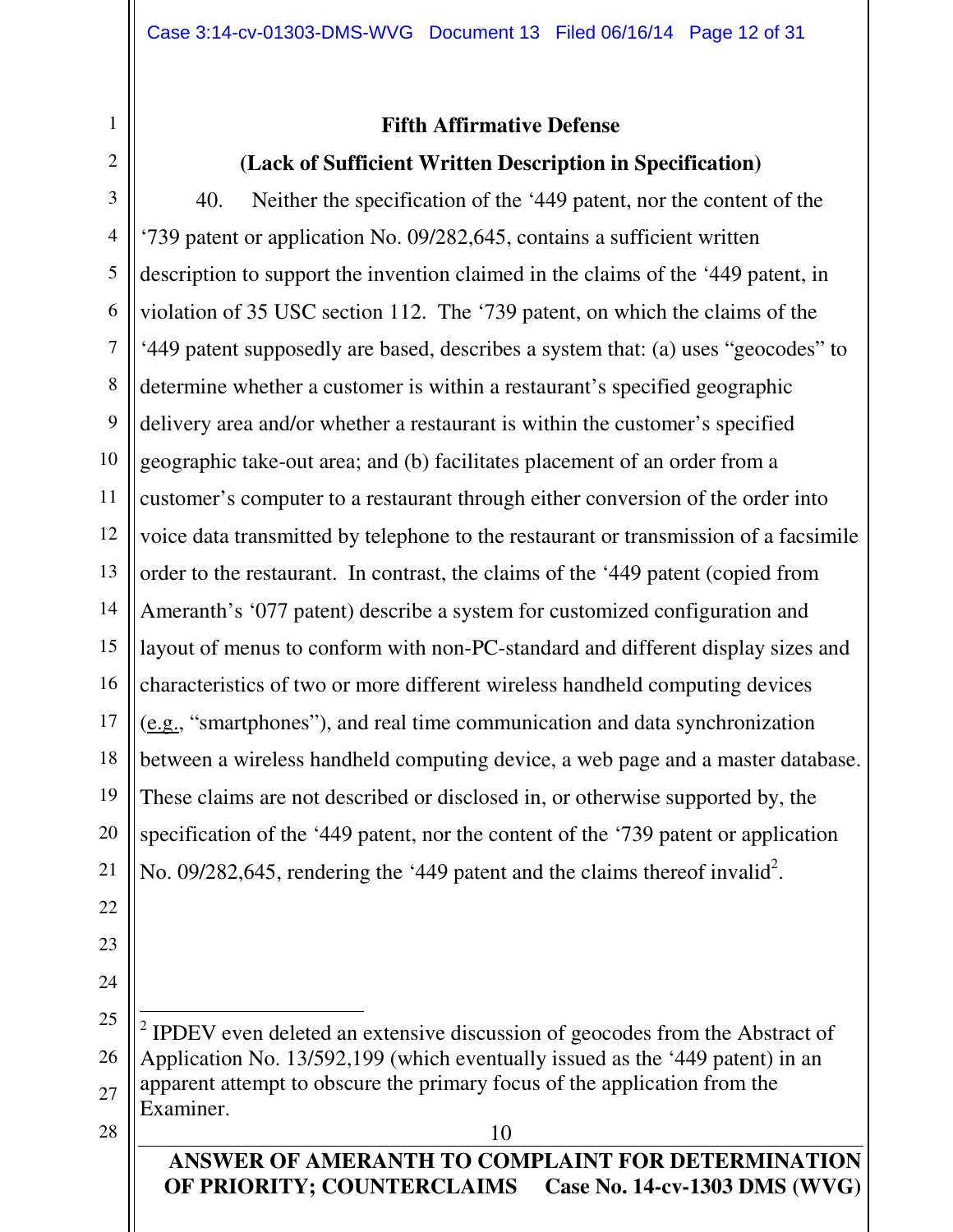**Fifth Affirmative Defense**

**(Lack of Sufficient Written Description in Specification)**

40. Neither the specification of the '449 patent, nor the content of the '739 patent or application No. 09/282,645, contains a sufficient written description to support the invention claimed in the claims of the '449 patent, in violation of 35 USC section 112. The '739 patent, on which the claims of the '449 patent supposedly are based, describes a system that: (a) uses "geocodes" to determine whether a customer is within a restaurant's specified geographic delivery area and/or whether a restaurant is within the customer's specified geographic take-out area; and (b) facilitates placement of an order from a customer's computer to a restaurant through either conversion of the order into voice data transmitted by telephone to the restaurant or transmission of a facsimile order to the restaurant. In contrast, the claims of the '449 patent (copied from Ameranth's '077 patent) describe a system for customized configuration and layout of menus to conform with non-PC-standard and different display sizes and characteristics of two or more different wireless handheld computing devices (e.g., "smartphones"), and real time communication and data synchronization between a wireless handheld computing device, a web page and a master database. These claims are not described or disclosed in, or otherwise supported by, the specification of the '449 patent, nor the content of the '739 patent or application No. 09/282,645, rendering the '449 patent and the claims thereof invalid[2].

---

[2] IPDEV even deleted an extensive discussion of geocodes from the Abstract of Application No. 13/592,199 (which eventually issued as the '449 patent) in an apparent attempt to obscure the primary focus of the application from the Examiner.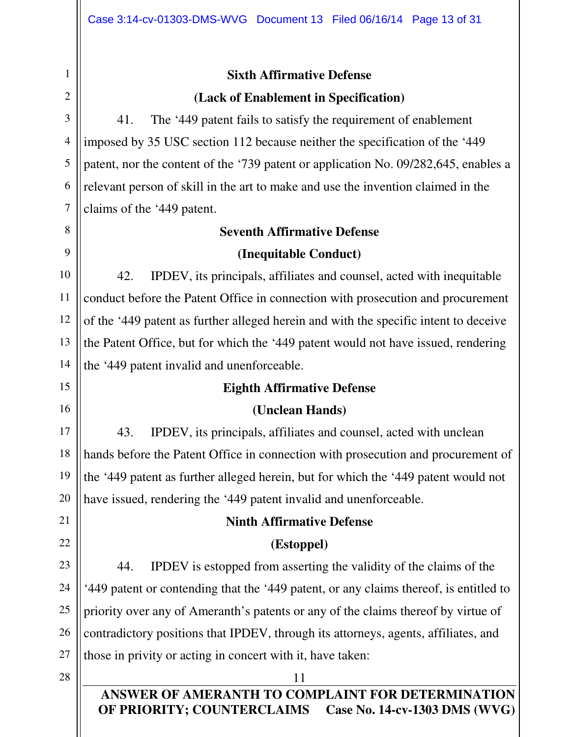**Sixth Affirmative Defense**

**(Lack of Enablement in Specification)**

41. The '449 patent fails to satisfy the requirement of enablement imposed by 35 USC section 112 because neither the specification of the '449 patent, nor the content of the '739 patent or application No. 09/282,645, enables a relevant person of skill in the art to make and use the invention claimed in the claims of the '449 patent.

**Seventh Affirmative Defense**

**(Inequitable Conduct)**

42. IPDEV, its principals, affiliates and counsel, acted with inequitable conduct before the Patent Office in connection with prosecution and procurement of the '449 patent as further alleged herein and with the specific intent to deceive the Patent Office, but for which the '449 patent would not have issued, rendering the '449 patent invalid and unenforceable.

**Eighth Affirmative Defense**

**(Unclean Hands)**

43. IPDEV, its principals, affiliates and counsel, acted with unclean hands before the Patent Office in connection with prosecution and procurement of the '449 patent as further alleged herein, but for which the '449 patent would not have issued, rendering the '449 patent invalid and unenforceable.

**Ninth Affirmative Defense**

**(Estoppel)**

44. IPDEV is estopped from asserting the validity of the claims of the '449 patent or contending that the '449 patent, or any claims thereof, is entitled to priority over any of Ameranth's patents or any of the claims thereof by virtue of contradictory positions that IPDEV, through its attorneys, agents, affiliates, and those in privity or acting in concert with it, have taken: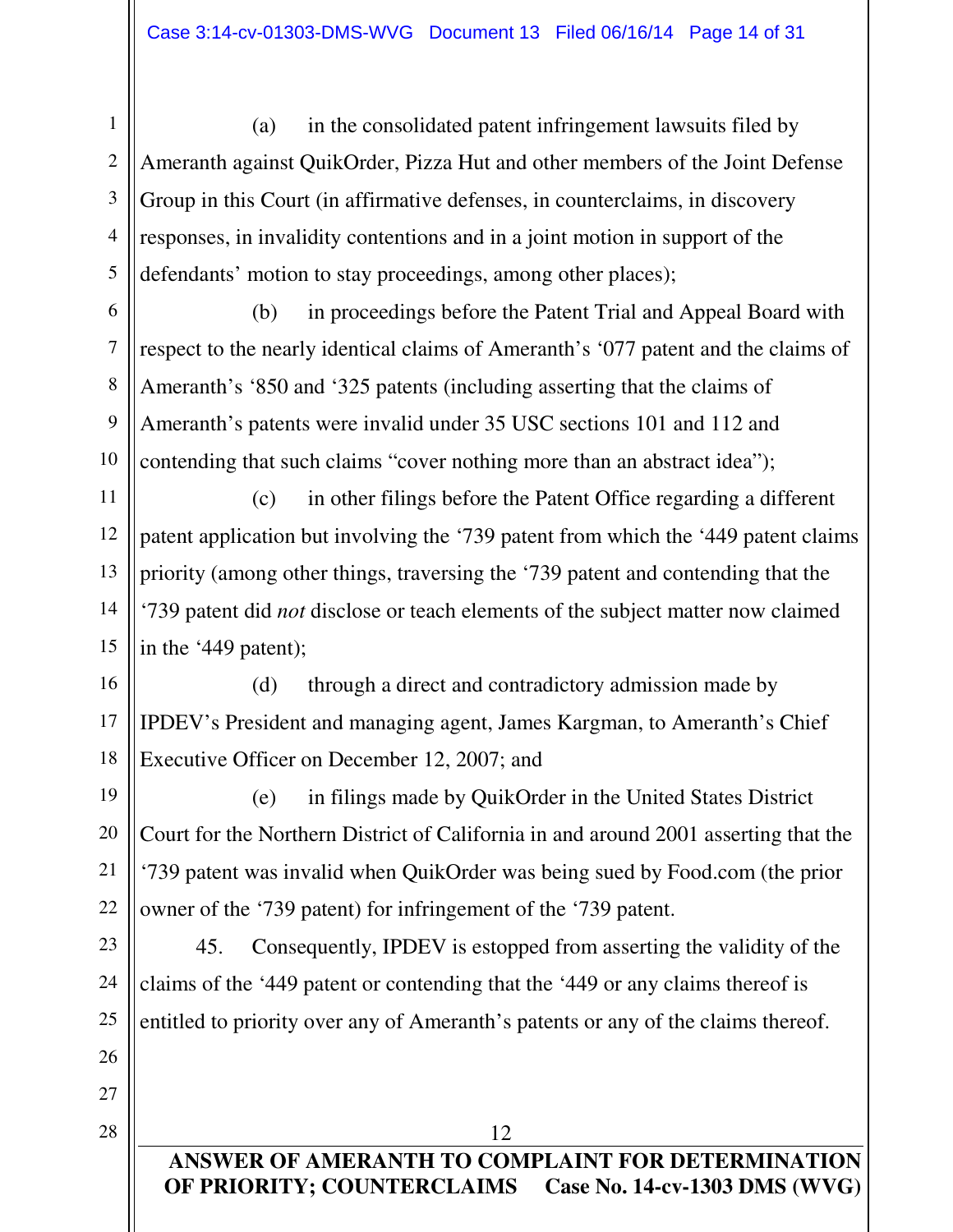(a) in the consolidated patent infringement lawsuits filed by Ameranth against QuikOrder, Pizza Hut and other members of the Joint Defense Group in this Court (in affirmative defenses, in counterclaims, in discovery responses, in invalidity contentions and in a joint motion in support of the defendants' motion to stay proceedings, among other places);

(b) in proceedings before the Patent Trial and Appeal Board with respect to the nearly identical claims of Ameranth's '077 patent and the claims of Ameranth's '850 and '325 patents (including asserting that the claims of Ameranth's patents were invalid under 35 USC sections 101 and 112 and contending that such claims "cover nothing more than an abstract idea");

(c) in other filings before the Patent Office regarding a different patent application but involving the '739 patent from which the '449 patent claims priority (among other things, traversing the '739 patent and contending that the '739 patent did *not* disclose or teach elements of the subject matter now claimed in the '449 patent);

(d) through a direct and contradictory admission made by IPDEV's President and managing agent, James Kargman, to Ameranth's Chief Executive Officer on December 12, 2007; and

(e) in filings made by QuikOrder in the United States District Court for the Northern District of California in and around 2001 asserting that the '739 patent was invalid when QuikOrder was being sued by Food.com (the prior owner of the '739 patent) for infringement of the '739 patent.

45. Consequently, IPDEV is estopped from asserting the validity of the claims of the '449 patent or contending that the '449 or any claims thereof is entitled to priority over any of Ameranth's patents or any of the claims thereof.

**ANSWER OF AMERANTH TO COMPLAINT FOR DETERMINATION OF PRIORITY; COUNTERCLAIMS Case No. 14-cv-1303 DMS (WVG)**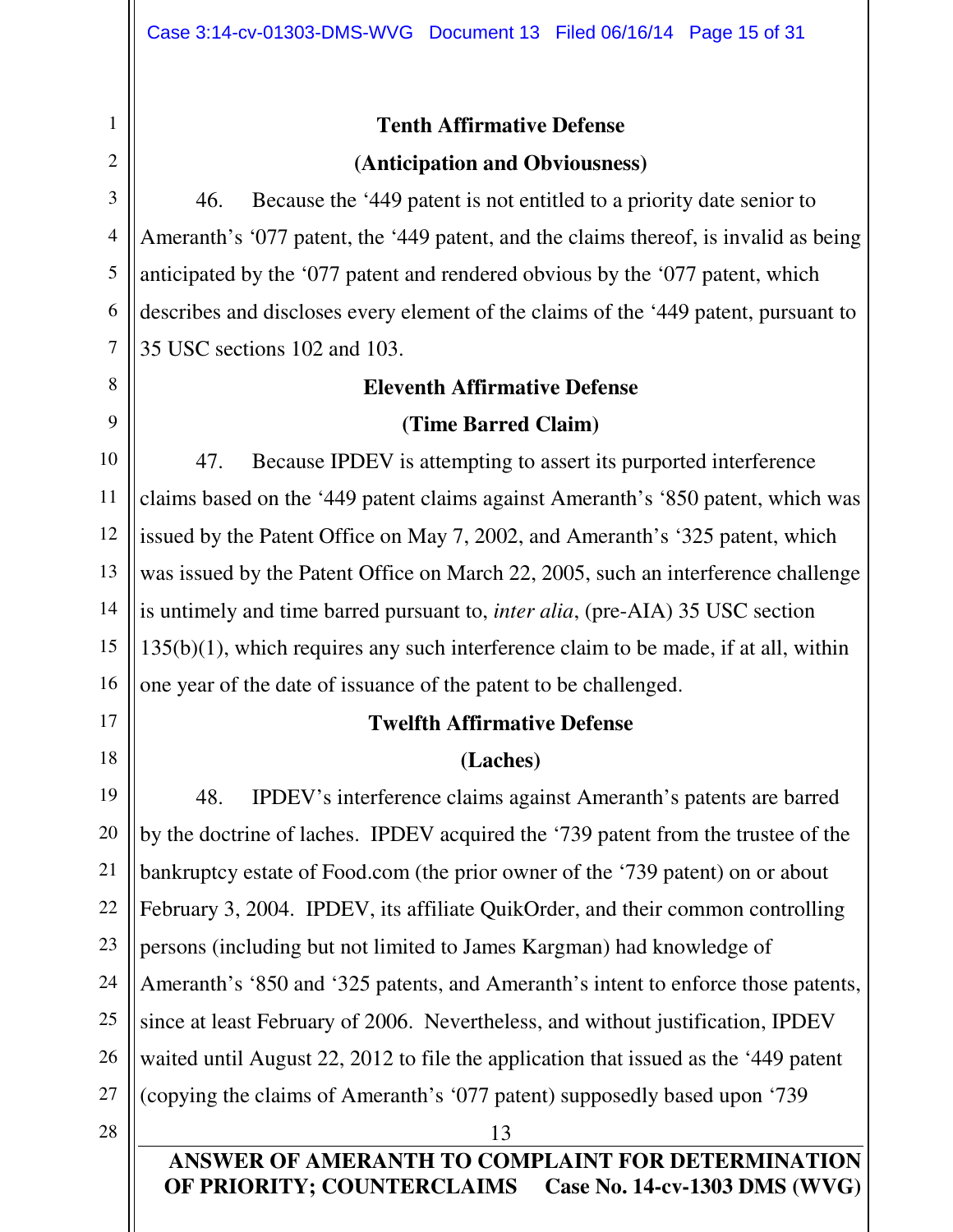**Tenth Affirmative Defense**

**(Anticipation and Obviousness)**

46. Because the ‘449 patent is not entitled to a priority date senior to Ameranth’s ‘077 patent, the ‘449 patent, and the claims thereof, is invalid as being anticipated by the ‘077 patent and rendered obvious by the ‘077 patent, which describes and discloses every element of the claims of the ‘449 patent, pursuant to 35 USC sections 102 and 103.

**Eleventh Affirmative Defense**

**(Time Barred Claim)**

47. Because IPDEV is attempting to assert its purported interference claims based on the ‘449 patent claims against Ameranth’s ‘850 patent, which was issued by the Patent Office on May 7, 2002, and Ameranth’s ‘325 patent, which was issued by the Patent Office on March 22, 2005, such an interference challenge is untimely and time barred pursuant to, *inter alia*, (pre-AIA) 35 USC section 135(b)(1), which requires any such interference claim to be made, if at all, within one year of the date of issuance of the patent to be challenged.

**Twelfth Affirmative Defense**

**(Laches)**

48. IPDEV’s interference claims against Ameranth’s patents are barred by the doctrine of laches. IPDEV acquired the ‘739 patent from the trustee of the bankruptcy estate of Food.com (the prior owner of the ‘739 patent) on or about February 3, 2004. IPDEV, its affiliate QuikOrder, and their common controlling persons (including but not limited to James Kargman) had knowledge of Ameranth’s ‘850 and ‘325 patents, and Ameranth’s intent to enforce those patents, since at least February of 2006. Nevertheless, and without justification, IPDEV waited until August 22, 2012 to file the application that issued as the ‘449 patent (copying the claims of Ameranth’s ‘077 patent) supposedly based upon ‘739

ANSWER OF AMERANTH TO COMPLAINT FOR DETERMINATION OF PRIORITY; COUNTERCLAIMS Case No. 14-cv-1303 DMS (WVG)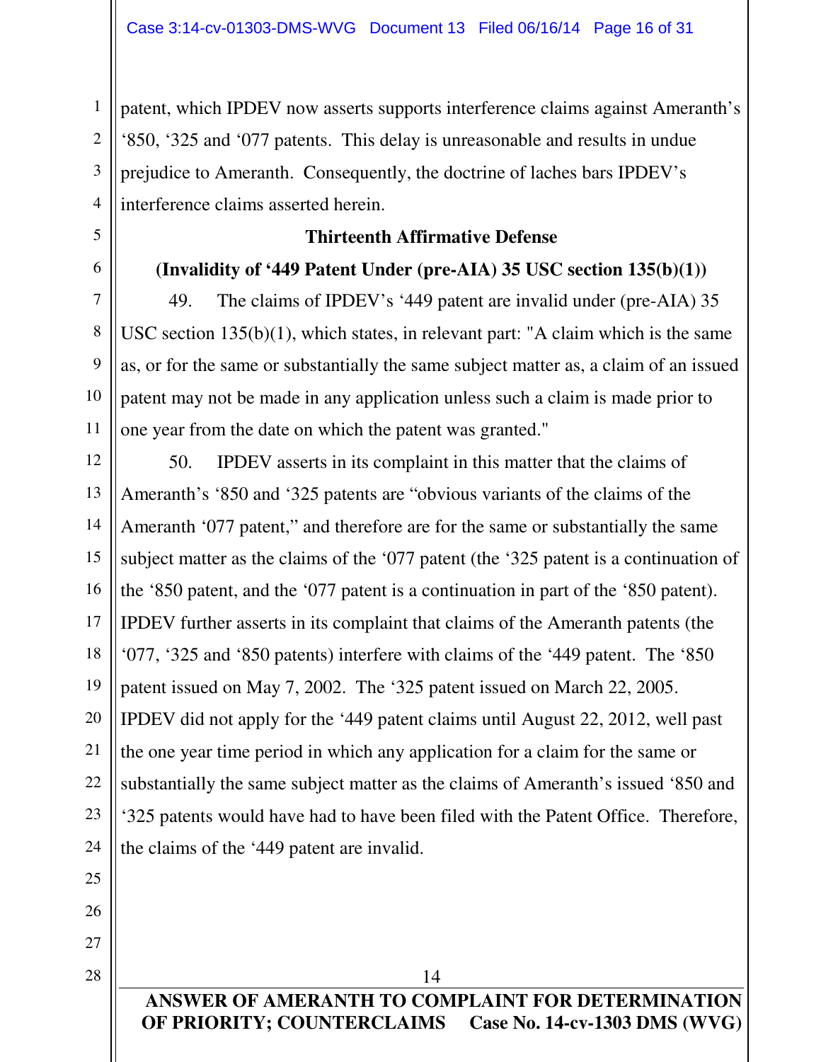patent, which IPDEV now asserts supports interference claims against Ameranth's '850, '325 and '077 patents. This delay is unreasonable and results in undue prejudice to Ameranth. Consequently, the doctrine of laches bars IPDEV's interference claims asserted herein.

**Thirteenth Affirmative Defense**

**(Invalidity of '449 Patent Under (pre-AIA) 35 USC section 135(b)(1))**

49. The claims of IPDEV's '449 patent are invalid under (pre-AIA) 35 USC section 135(b)(1), which states, in relevant part: "A claim which is the same as, or for the same or substantially the same subject matter as, a claim of an issued patent may not be made in any application unless such a claim is made prior to one year from the date on which the patent was granted."

50. IPDEV asserts in its complaint in this matter that the claims of Ameranth's '850 and '325 patents are "obvious variants of the claims of the Ameranth '077 patent," and therefore are for the same or substantially the same subject matter as the claims of the '077 patent (the '325 patent is a continuation of the '850 patent, and the '077 patent is a continuation in part of the '850 patent). IPDEV further asserts in its complaint that claims of the Ameranth patents (the '077, '325 and '850 patents) interfere with claims of the '449 patent. The '850 patent issued on May 7, 2002. The '325 patent issued on March 22, 2005. IPDEV did not apply for the '449 patent claims until August 22, 2012, well past the one year time period in which any application for a claim for the same or substantially the same subject matter as the claims of Ameranth's issued '850 and '325 patents would have had to have been filed with the Patent Office. Therefore, the claims of the '449 patent are invalid.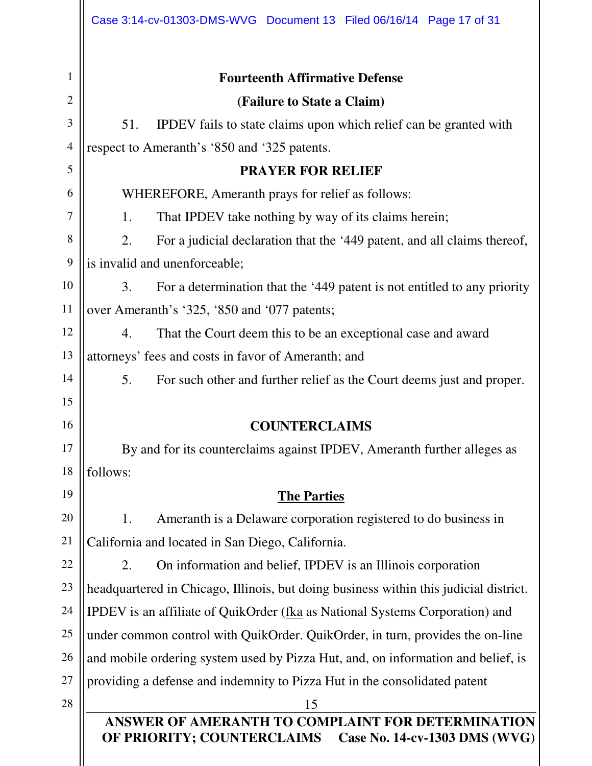**Fourteenth Affirmative Defense**

**(Failure to State a Claim)**

51. IPDEV fails to state claims upon which relief can be granted with respect to Ameranth's '850 and '325 patents.

**PRAYER FOR RELIEF**

WHEREFORE, Ameranth prays for relief as follows:

1. That IPDEV take nothing by way of its claims herein;

2. For a judicial declaration that the '449 patent, and all claims thereof, is invalid and unenforceable;

3. For a determination that the '449 patent is not entitled to any priority over Ameranth's '325, '850 and '077 patents;

4. That the Court deem this to be an exceptional case and award attorneys' fees and costs in favor of Ameranth; and

5. For such other and further relief as the Court deems just and proper.

**COUNTERCLAIMS**

By and for its counterclaims against IPDEV, Ameranth further alleges as follows:

**The Parties**

1. Ameranth is a Delaware corporation registered to do business in California and located in San Diego, California.

2. On information and belief, IPDEV is an Illinois corporation headquartered in Chicago, Illinois, but doing business within this judicial district. IPDEV is an affiliate of QuikOrder (fka as National Systems Corporation) and under common control with QuikOrder. QuikOrder, in turn, provides the on-line and mobile ordering system used by Pizza Hut, and, on information and belief, is providing a defense and indemnity to Pizza Hut in the consolidated patent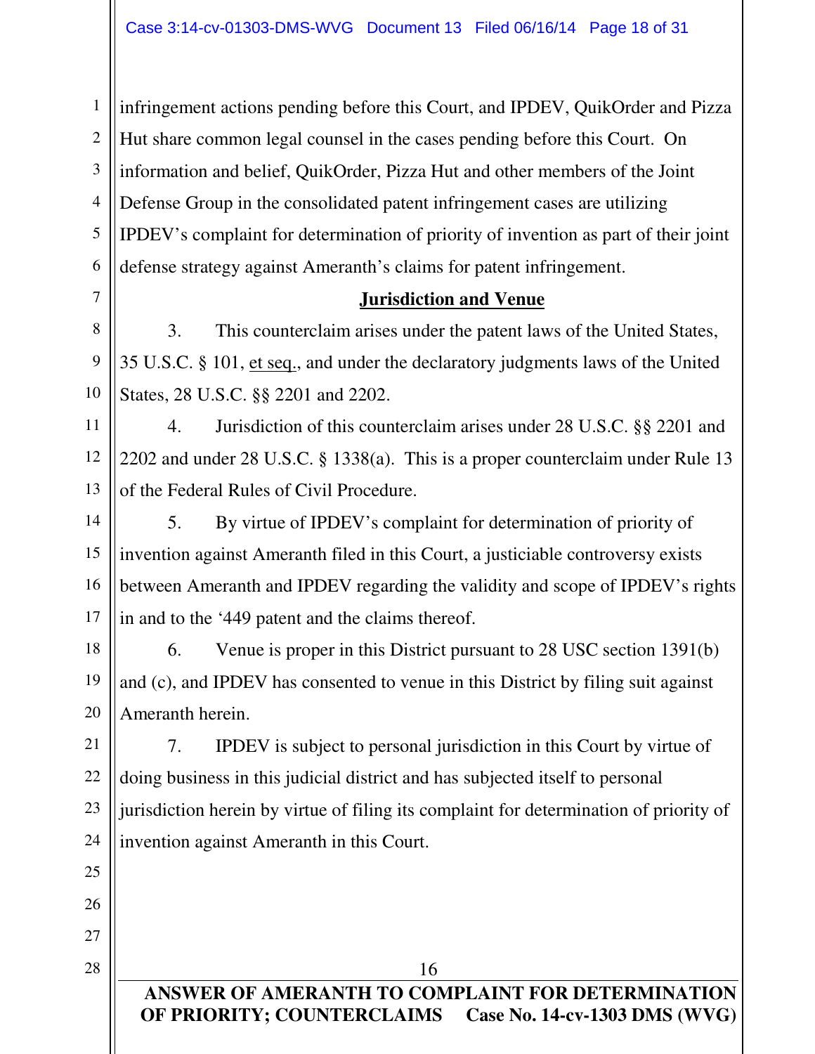infringement actions pending before this Court, and IPDEV, QuikOrder and Pizza Hut share common legal counsel in the cases pending before this Court. On information and belief, QuikOrder, Pizza Hut and other members of the Joint Defense Group in the consolidated patent infringement cases are utilizing IPDEV's complaint for determination of priority of invention as part of their joint defense strategy against Ameranth's claims for patent infringement.

**Jurisdiction and Venue**

3. This counterclaim arises under the patent laws of the United States, 35 U.S.C. § 101, et seq., and under the declaratory judgments laws of the United States, 28 U.S.C. §§ 2201 and 2202.

4. Jurisdiction of this counterclaim arises under 28 U.S.C. §§ 2201 and 2202 and under 28 U.S.C. § 1338(a). This is a proper counterclaim under Rule 13 of the Federal Rules of Civil Procedure.

5. By virtue of IPDEV's complaint for determination of priority of invention against Ameranth filed in this Court, a justiciable controversy exists between Ameranth and IPDEV regarding the validity and scope of IPDEV's rights in and to the '449 patent and the claims thereof.

6. Venue is proper in this District pursuant to 28 USC section 1391(b) and (c), and IPDEV has consented to venue in this District by filing suit against Ameranth herein.

7. IPDEV is subject to personal jurisdiction in this Court by virtue of doing business in this judicial district and has subjected itself to personal jurisdiction herein by virtue of filing its complaint for determination of priority of invention against Ameranth in this Court.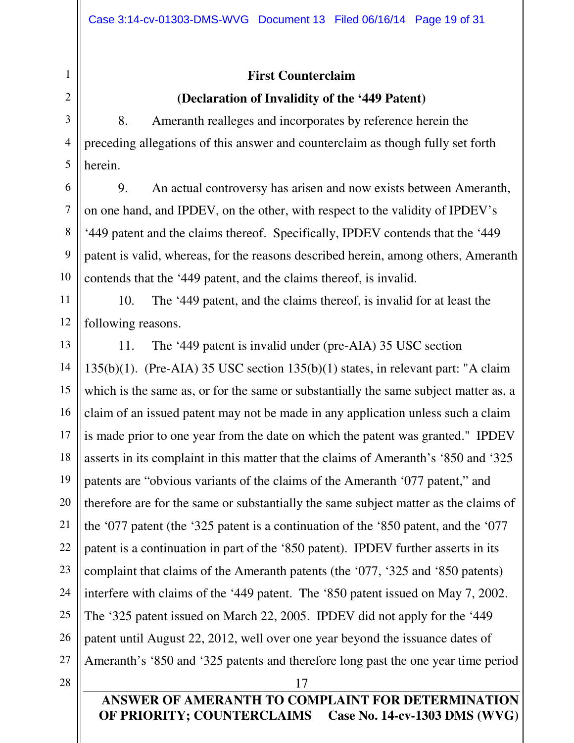**First Counterclaim**

**(Declaration of Invalidity of the '449 Patent)**

8. Ameranth realleges and incorporates by reference herein the preceding allegations of this answer and counterclaim as though fully set forth herein.

9. An actual controversy has arisen and now exists between Ameranth, on one hand, and IPDEV, on the other, with respect to the validity of IPDEV's '449 patent and the claims thereof. Specifically, IPDEV contends that the '449 patent is valid, whereas, for the reasons described herein, among others, Ameranth contends that the '449 patent, and the claims thereof, is invalid.

10. The '449 patent, and the claims thereof, is invalid for at least the following reasons.

11. The '449 patent is invalid under (pre-AIA) 35 USC section 135(b)(1). (Pre-AIA) 35 USC section 135(b)(1) states, in relevant part: "A claim which is the same as, or for the same or substantially the same subject matter as, a claim of an issued patent may not be made in any application unless such a claim is made prior to one year from the date on which the patent was granted." IPDEV asserts in its complaint in this matter that the claims of Ameranth's '850 and '325 patents are "obvious variants of the claims of the Ameranth '077 patent," and therefore are for the same or substantially the same subject matter as the claims of the '077 patent (the '325 patent is a continuation of the '850 patent, and the '077 patent is a continuation in part of the '850 patent). IPDEV further asserts in its complaint that claims of the Ameranth patents (the '077, '325 and '850 patents) interfere with claims of the '449 patent. The '850 patent issued on May 7, 2002. The '325 patent issued on March 22, 2005. IPDEV did not apply for the '449 patent until August 22, 2012, well over one year beyond the issuance dates of Ameranth's '850 and '325 patents and therefore long past the one year time period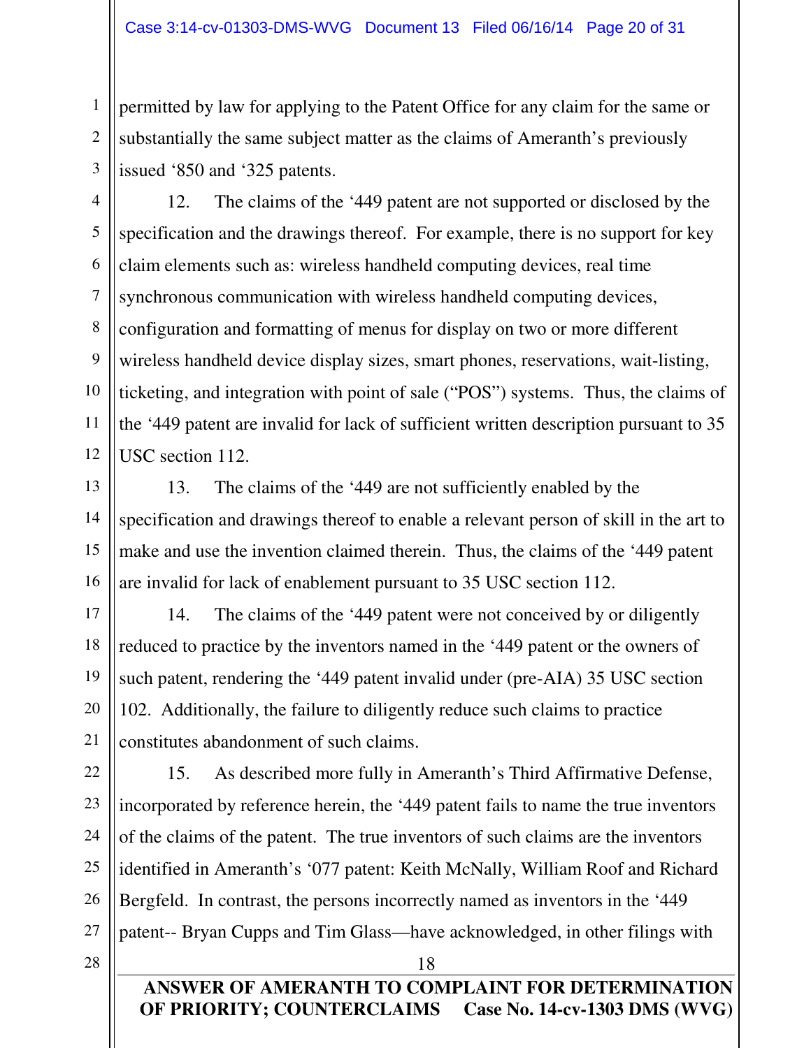permitted by law for applying to the Patent Office for any claim for the same or substantially the same subject matter as the claims of Ameranth's previously issued '850 and '325 patents.

12. The claims of the '449 patent are not supported or disclosed by the specification and the drawings thereof. For example, there is no support for key claim elements such as: wireless handheld computing devices, real time synchronous communication with wireless handheld computing devices, configuration and formatting of menus for display on two or more different wireless handheld device display sizes, smart phones, reservations, wait-listing, ticketing, and integration with point of sale ("POS") systems. Thus, the claims of the '449 patent are invalid for lack of sufficient written description pursuant to 35 USC section 112.

13. The claims of the '449 are not sufficiently enabled by the specification and drawings thereof to enable a relevant person of skill in the art to make and use the invention claimed therein. Thus, the claims of the '449 patent are invalid for lack of enablement pursuant to 35 USC section 112.

14. The claims of the '449 patent were not conceived by or diligently reduced to practice by the inventors named in the '449 patent or the owners of such patent, rendering the '449 patent invalid under (pre-AIA) 35 USC section 102. Additionally, the failure to diligently reduce such claims to practice constitutes abandonment of such claims.

15. As described more fully in Ameranth's Third Affirmative Defense, incorporated by reference herein, the '449 patent fails to name the true inventors of the claims of the patent. The true inventors of such claims are the inventors identified in Ameranth's '077 patent: Keith McNally, William Roof and Richard Bergfeld. In contrast, the persons incorrectly named as inventors in the '449 patent-- Bryan Cupps and Tim Glass—have acknowledged, in other filings with

**ANSWER OF AMERANTH TO COMPLAINT FOR DETERMINATION OF PRIORITY; COUNTERCLAIMS Case No. 14-cv-1303 DMS (WVG)**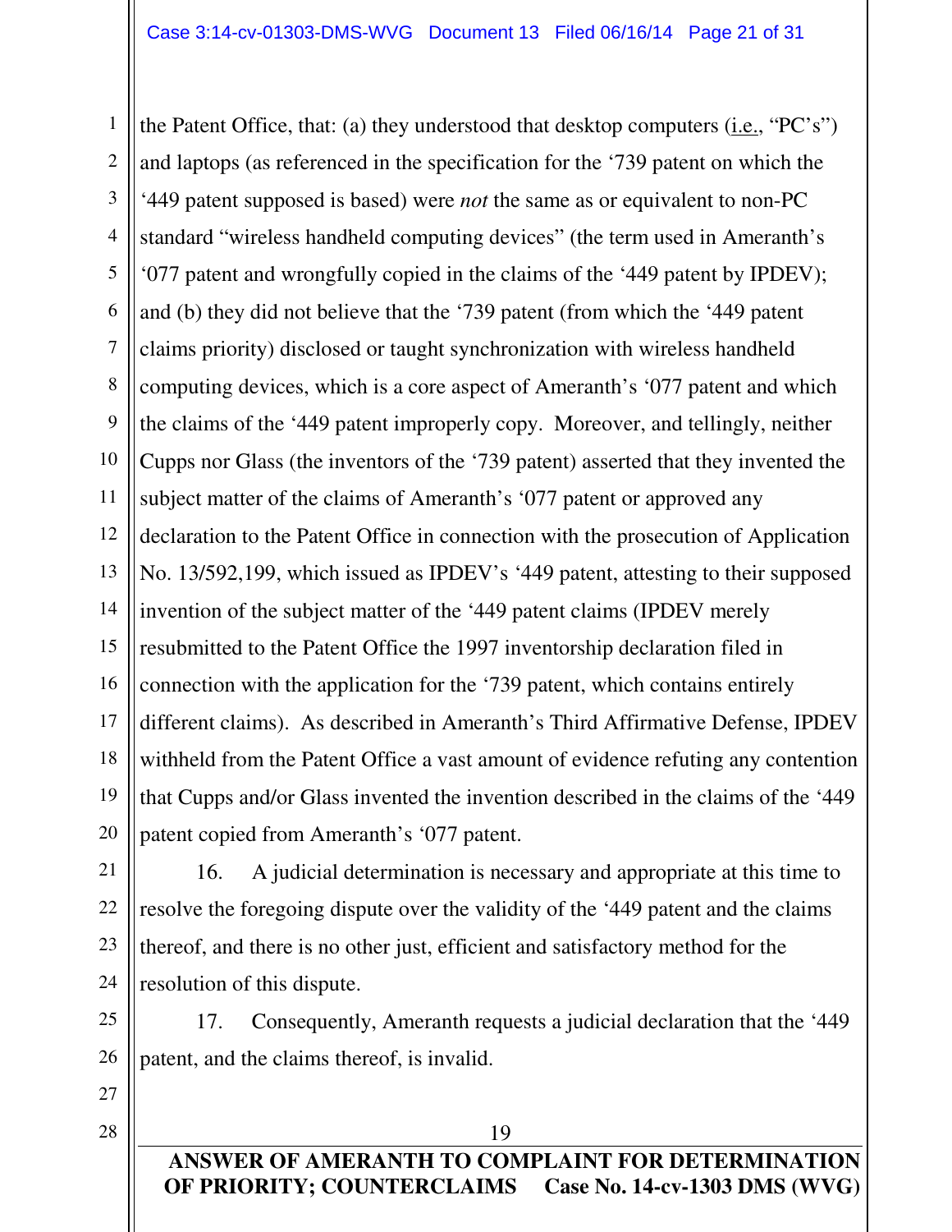the Patent Office, that: (a) they understood that desktop computers (i.e., "PC's") and laptops (as referenced in the specification for the '739 patent on which the '449 patent supposed is based) were *not* the same as or equivalent to non-PC standard "wireless handheld computing devices" (the term used in Ameranth's '077 patent and wrongfully copied in the claims of the '449 patent by IPDEV); and (b) they did not believe that the '739 patent (from which the '449 patent claims priority) disclosed or taught synchronization with wireless handheld computing devices, which is a core aspect of Ameranth's '077 patent and which the claims of the '449 patent improperly copy. Moreover, and tellingly, neither Cupps nor Glass (the inventors of the '739 patent) asserted that they invented the subject matter of the claims of Ameranth's '077 patent or approved any declaration to the Patent Office in connection with the prosecution of Application No. 13/592,199, which issued as IPDEV's '449 patent, attesting to their supposed invention of the subject matter of the '449 patent claims (IPDEV merely resubmitted to the Patent Office the 1997 inventorship declaration filed in connection with the application for the '739 patent, which contains entirely different claims). As described in Ameranth's Third Affirmative Defense, IPDEV withheld from the Patent Office a vast amount of evidence refuting any contention that Cupps and/or Glass invented the invention described in the claims of the '449 patent copied from Ameranth's '077 patent.

16. A judicial determination is necessary and appropriate at this time to resolve the foregoing dispute over the validity of the '449 patent and the claims thereof, and there is no other just, efficient and satisfactory method for the resolution of this dispute.

17. Consequently, Ameranth requests a judicial declaration that the '449 patent, and the claims thereof, is invalid.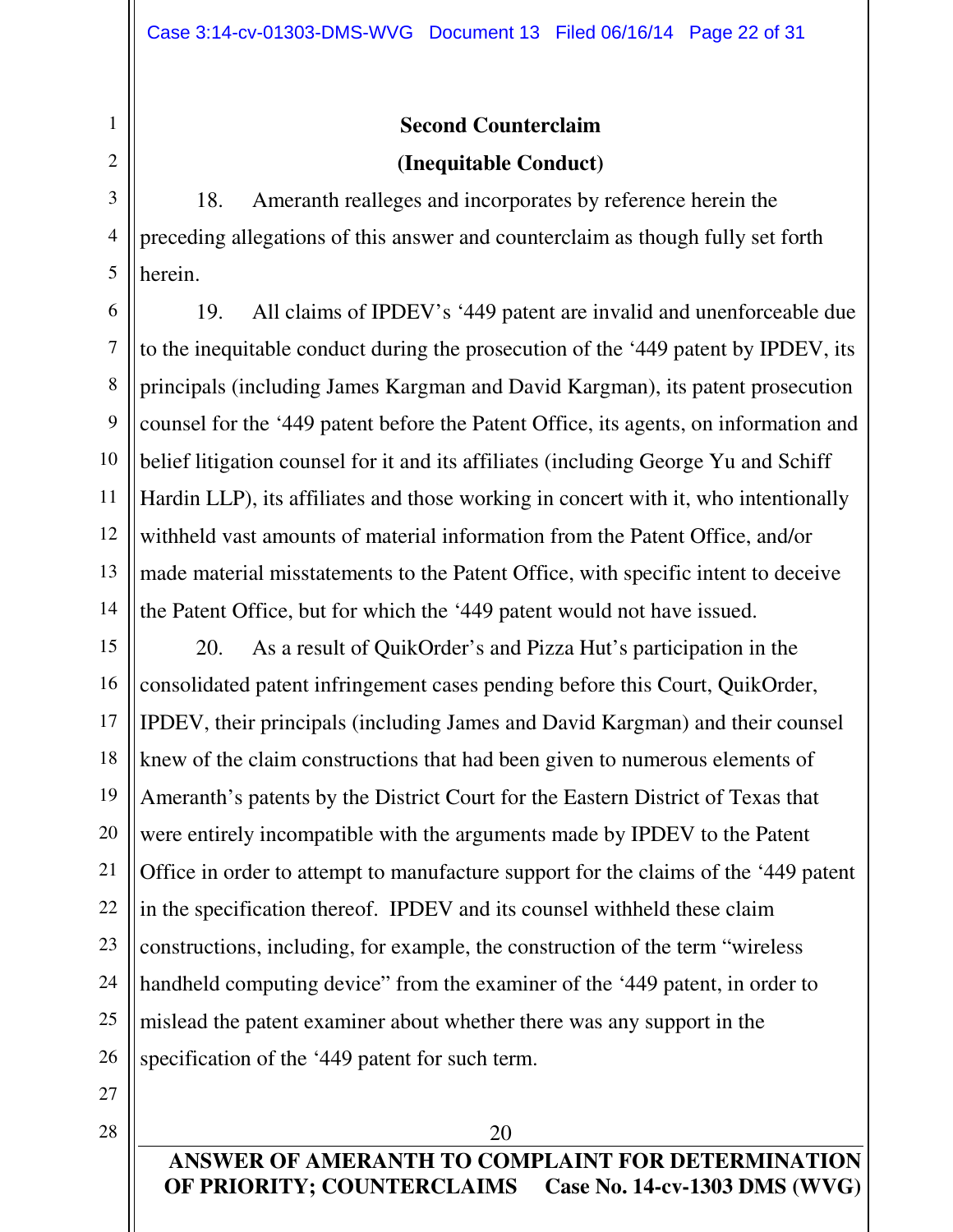**Second Counterclaim**

**(Inequitable Conduct)**

18. Ameranth realleges and incorporates by reference herein the preceding allegations of this answer and counterclaim as though fully set forth herein.

19. All claims of IPDEV's '449 patent are invalid and unenforceable due to the inequitable conduct during the prosecution of the '449 patent by IPDEV, its principals (including James Kargman and David Kargman), its patent prosecution counsel for the '449 patent before the Patent Office, its agents, on information and belief litigation counsel for it and its affiliates (including George Yu and Schiff Hardin LLP), its affiliates and those working in concert with it, who intentionally withheld vast amounts of material information from the Patent Office, and/or made material misstatements to the Patent Office, with specific intent to deceive the Patent Office, but for which the '449 patent would not have issued.

20. As a result of QuikOrder's and Pizza Hut's participation in the consolidated patent infringement cases pending before this Court, QuikOrder, IPDEV, their principals (including James and David Kargman) and their counsel knew of the claim constructions that had been given to numerous elements of Ameranth's patents by the District Court for the Eastern District of Texas that were entirely incompatible with the arguments made by IPDEV to the Patent Office in order to attempt to manufacture support for the claims of the '449 patent in the specification thereof. IPDEV and its counsel withheld these claim constructions, including, for example, the construction of the term "wireless handheld computing device" from the examiner of the '449 patent, in order to mislead the patent examiner about whether there was any support in the specification of the '449 patent for such term.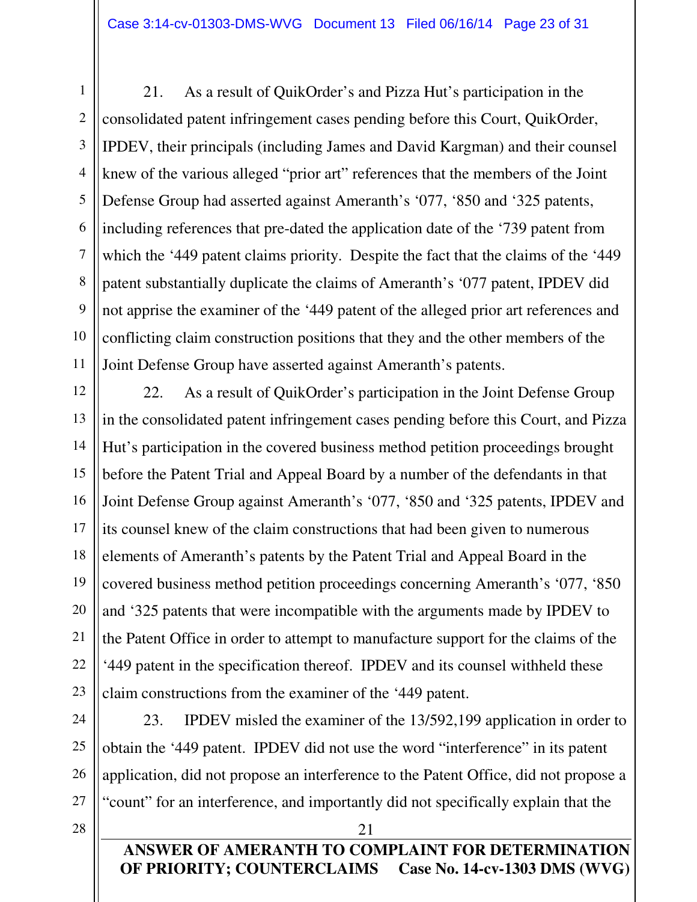21. As a result of QuikOrder's and Pizza Hut's participation in the consolidated patent infringement cases pending before this Court, QuikOrder, IPDEV, their principals (including James and David Kargman) and their counsel knew of the various alleged "prior art" references that the members of the Joint Defense Group had asserted against Ameranth's '077, '850 and '325 patents, including references that pre-dated the application date of the '739 patent from which the '449 patent claims priority. Despite the fact that the claims of the '449 patent substantially duplicate the claims of Ameranth's '077 patent, IPDEV did not apprise the examiner of the '449 patent of the alleged prior art references and conflicting claim construction positions that they and the other members of the Joint Defense Group have asserted against Ameranth's patents.

22. As a result of QuikOrder's participation in the Joint Defense Group in the consolidated patent infringement cases pending before this Court, and Pizza Hut's participation in the covered business method petition proceedings brought before the Patent Trial and Appeal Board by a number of the defendants in that Joint Defense Group against Ameranth's '077, '850 and '325 patents, IPDEV and its counsel knew of the claim constructions that had been given to numerous elements of Ameranth's patents by the Patent Trial and Appeal Board in the covered business method petition proceedings concerning Ameranth's '077, '850 and '325 patents that were incompatible with the arguments made by IPDEV to the Patent Office in order to attempt to manufacture support for the claims of the '449 patent in the specification thereof. IPDEV and its counsel withheld these claim constructions from the examiner of the '449 patent.

23. IPDEV misled the examiner of the 13/592,199 application in order to obtain the '449 patent. IPDEV did not use the word "interference" in its patent application, did not propose an interference to the Patent Office, did not propose a "count" for an interference, and importantly did not specifically explain that the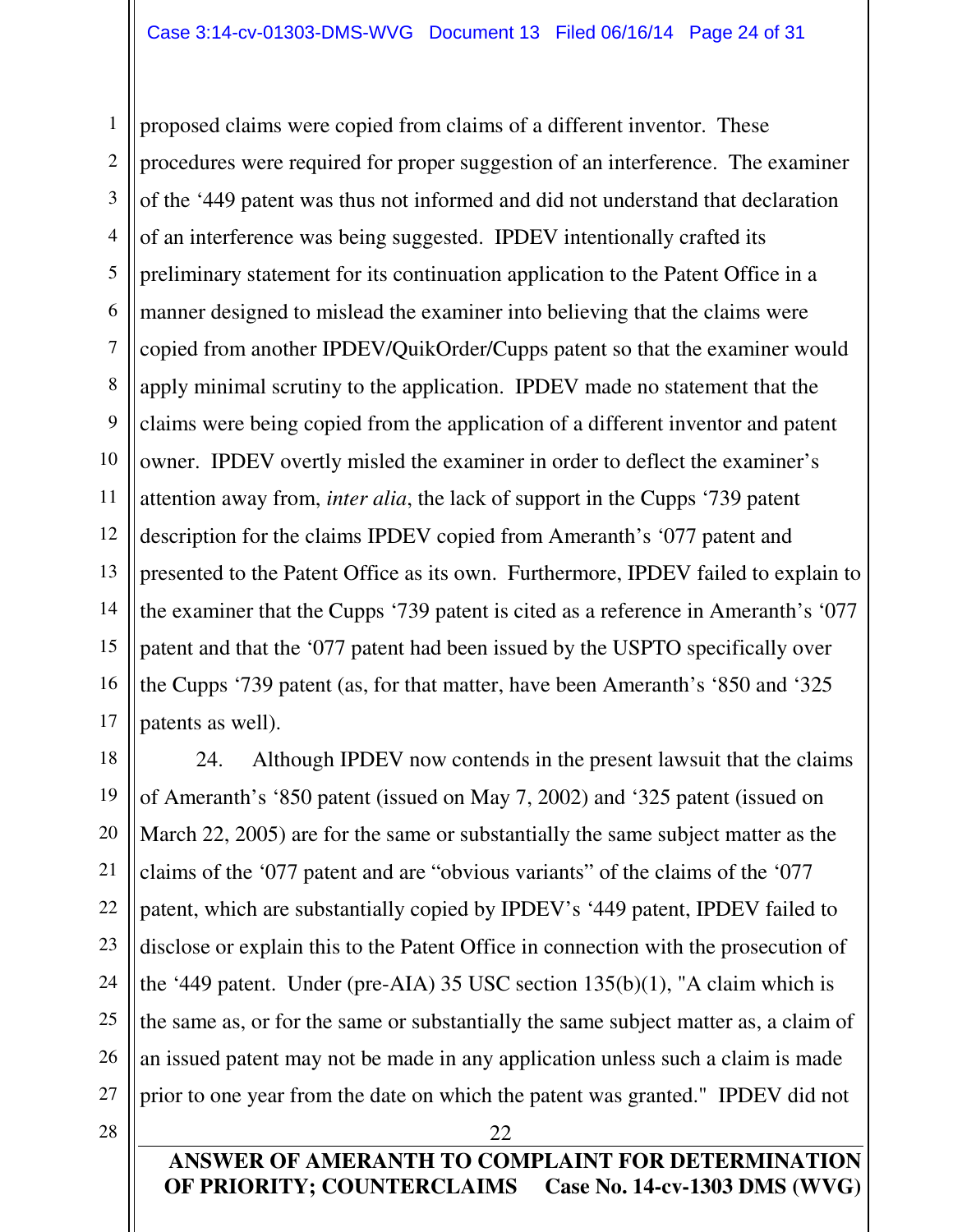proposed claims were copied from claims of a different inventor. These procedures were required for proper suggestion of an interference. The examiner of the '449 patent was thus not informed and did not understand that declaration of an interference was being suggested. IPDEV intentionally crafted its preliminary statement for its continuation application to the Patent Office in a manner designed to mislead the examiner into believing that the claims were copied from another IPDEV/QuikOrder/Cupps patent so that the examiner would apply minimal scrutiny to the application. IPDEV made no statement that the claims were being copied from the application of a different inventor and patent owner. IPDEV overtly misled the examiner in order to deflect the examiner's attention away from, *inter alia*, the lack of support in the Cupps '739 patent description for the claims IPDEV copied from Ameranth's '077 patent and presented to the Patent Office as its own. Furthermore, IPDEV failed to explain to the examiner that the Cupps '739 patent is cited as a reference in Ameranth's '077 patent and that the '077 patent had been issued by the USPTO specifically over the Cupps '739 patent (as, for that matter, have been Ameranth's '850 and '325 patents as well).

24. Although IPDEV now contends in the present lawsuit that the claims of Ameranth's '850 patent (issued on May 7, 2002) and '325 patent (issued on March 22, 2005) are for the same or substantially the same subject matter as the claims of the '077 patent and are "obvious variants" of the claims of the '077 patent, which are substantially copied by IPDEV's '449 patent, IPDEV failed to disclose or explain this to the Patent Office in connection with the prosecution of the '449 patent. Under (pre-AIA) 35 USC section 135(b)(1), "A claim which is the same as, or for the same or substantially the same subject matter as, a claim of an issued patent may not be made in any application unless such a claim is made prior to one year from the date on which the patent was granted." IPDEV did not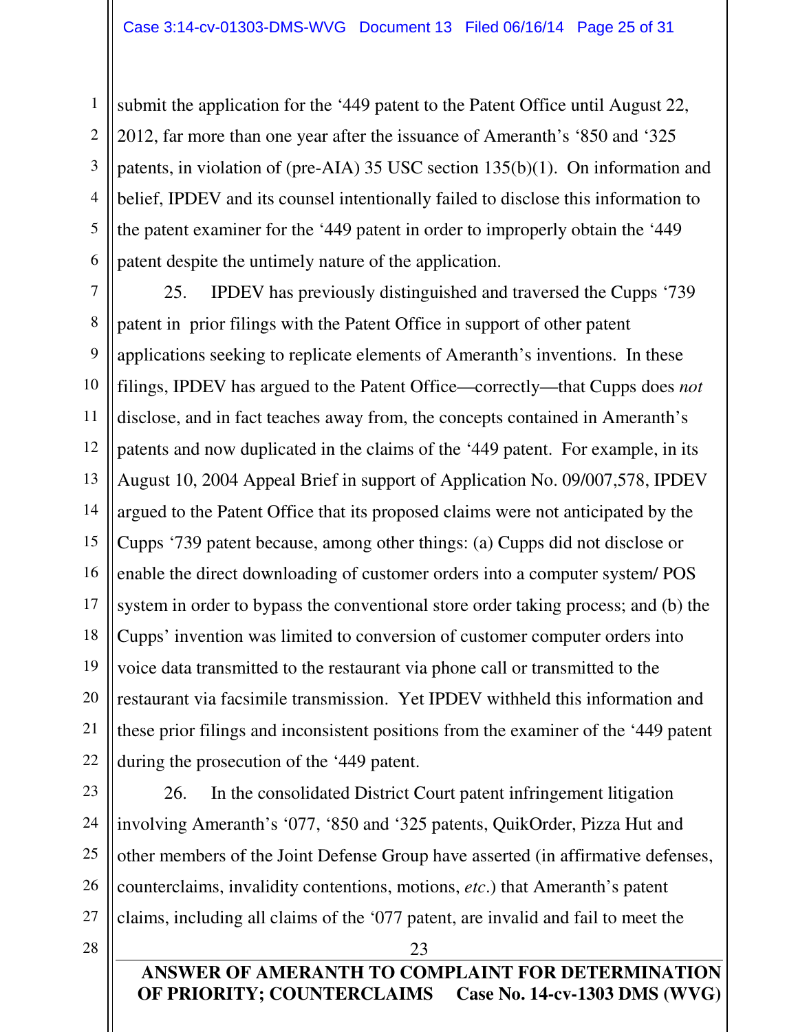submit the application for the '449 patent to the Patent Office until August 22, 2012, far more than one year after the issuance of Ameranth's '850 and '325 patents, in violation of (pre-AIA) 35 USC section 135(b)(1). On information and belief, IPDEV and its counsel intentionally failed to disclose this information to the patent examiner for the '449 patent in order to improperly obtain the '449 patent despite the untimely nature of the application.

25. IPDEV has previously distinguished and traversed the Cupps '739 patent in prior filings with the Patent Office in support of other patent applications seeking to replicate elements of Ameranth's inventions. In these filings, IPDEV has argued to the Patent Office—correctly—that Cupps does *not* disclose, and in fact teaches away from, the concepts contained in Ameranth's patents and now duplicated in the claims of the '449 patent. For example, in its August 10, 2004 Appeal Brief in support of Application No. 09/007,578, IPDEV argued to the Patent Office that its proposed claims were not anticipated by the Cupps '739 patent because, among other things: (a) Cupps did not disclose or enable the direct downloading of customer orders into a computer system/ POS system in order to bypass the conventional store order taking process; and (b) the Cupps' invention was limited to conversion of customer computer orders into voice data transmitted to the restaurant via phone call or transmitted to the restaurant via facsimile transmission. Yet IPDEV withheld this information and these prior filings and inconsistent positions from the examiner of the '449 patent during the prosecution of the '449 patent.

26. In the consolidated District Court patent infringement litigation involving Ameranth's '077, '850 and '325 patents, QuikOrder, Pizza Hut and other members of the Joint Defense Group have asserted (in affirmative defenses, counterclaims, invalidity contentions, motions, *etc.*) that Ameranth's patent claims, including all claims of the '077 patent, are invalid and fail to meet the

**ANSWER OF AMERANTH TO COMPLAINT FOR DETERMINATION OF PRIORITY; COUNTERCLAIMS Case No. 14-cv-1303 DMS (WVG)**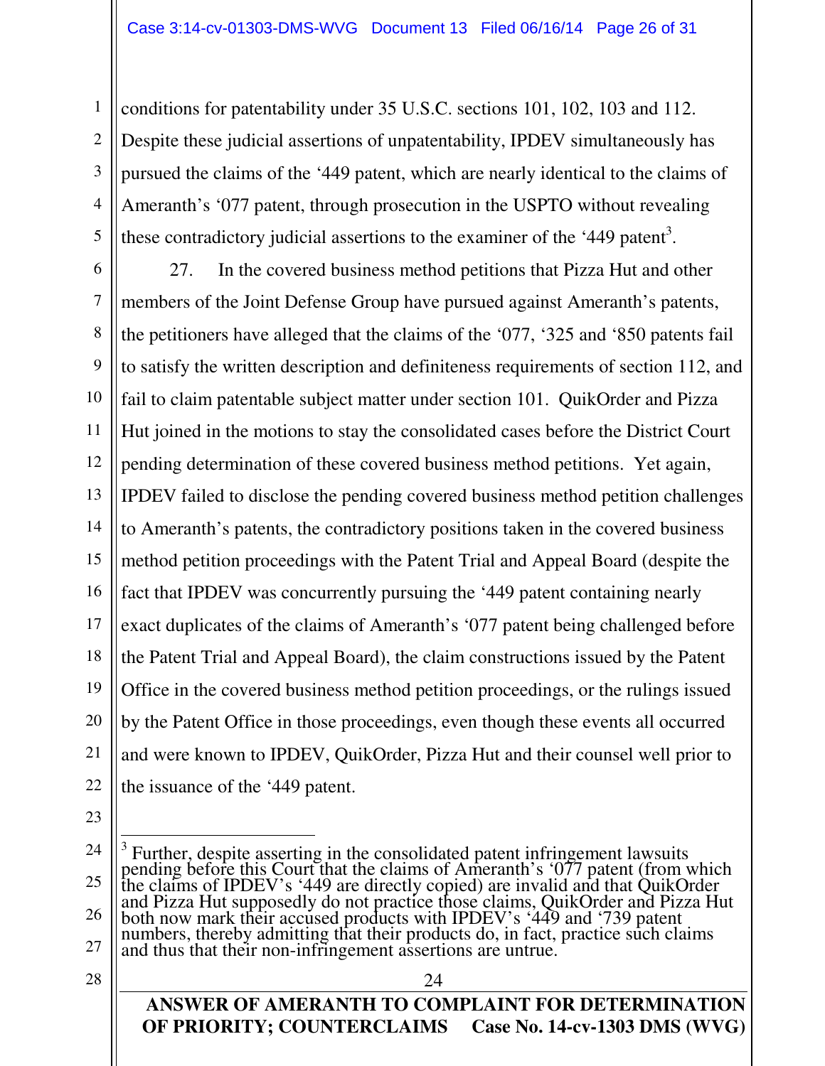conditions for patentability under 35 U.S.C. sections 101, 102, 103 and 112. Despite these judicial assertions of unpatentability, IPDEV simultaneously has pursued the claims of the '449 patent, which are nearly identical to the claims of Ameranth's '077 patent, through prosecution in the USPTO without revealing these contradictory judicial assertions to the examiner of the '449 patent[3].

27. In the covered business method petitions that Pizza Hut and other members of the Joint Defense Group have pursued against Ameranth's patents, the petitioners have alleged that the claims of the '077, '325 and '850 patents fail to satisfy the written description and definiteness requirements of section 112, and fail to claim patentable subject matter under section 101. QuikOrder and Pizza Hut joined in the motions to stay the consolidated cases before the District Court pending determination of these covered business method petitions. Yet again, IPDEV failed to disclose the pending covered business method petition challenges to Ameranth's patents, the contradictory positions taken in the covered business method petition proceedings with the Patent Trial and Appeal Board (despite the fact that IPDEV was concurrently pursuing the '449 patent containing nearly exact duplicates of the claims of Ameranth's '077 patent being challenged before the Patent Trial and Appeal Board), the claim constructions issued by the Patent Office in the covered business method petition proceedings, or the rulings issued by the Patent Office in those proceedings, even though these events all occurred and were known to IPDEV, QuikOrder, Pizza Hut and their counsel well prior to the issuance of the '449 patent.

---

[3] Further, despite asserting in the consolidated patent infringement lawsuits pending before this Court that the claims of Ameranth's '077 patent (from which the claims of IPDEV's '449 are directly copied) are invalid and that QuikOrder and Pizza Hut supposedly do not practice those claims, QuikOrder and Pizza Hut both now mark their accused products with IPDEV's '449 and '739 patent numbers, thereby admitting that their products do, in fact, practice such claims and thus that their non-infringement assertions are untrue.

**ANSWER OF AMERANTH TO COMPLAINT FOR DETERMINATION OF PRIORITY; COUNTERCLAIMS Case No. 14-cv-1303 DMS (WVG)**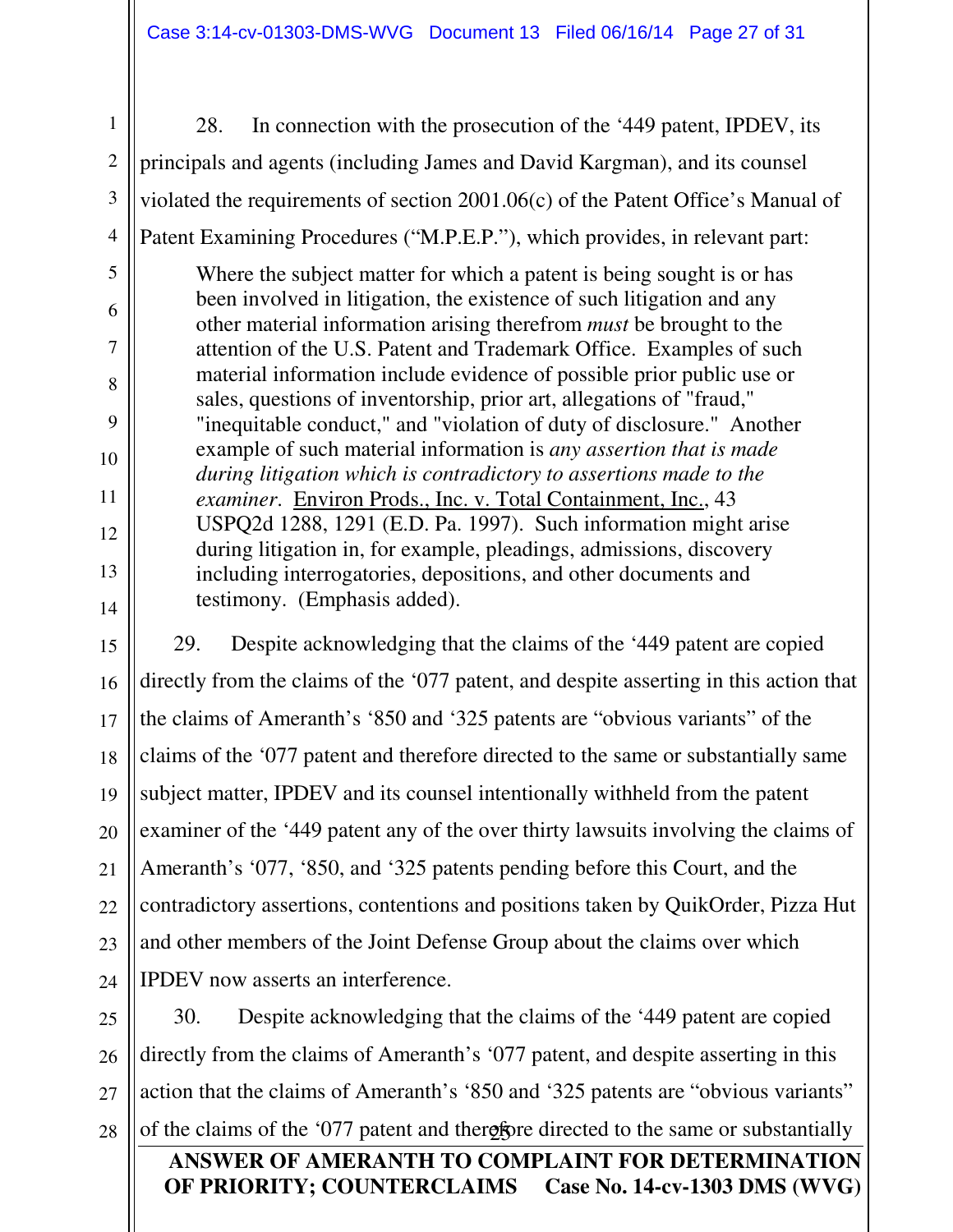28. In connection with the prosecution of the '449 patent, IPDEV, its principals and agents (including James and David Kargman), and its counsel violated the requirements of section 2001.06(c) of the Patent Office's Manual of Patent Examining Procedures ("M.P.E.P."), which provides, in relevant part:

> Where the subject matter for which a patent is being sought is or has been involved in litigation, the existence of such litigation and any other material information arising therefrom *must* be brought to the attention of the U.S. Patent and Trademark Office. Examples of such material information include evidence of possible prior public use or sales, questions of inventorship, prior art, allegations of "fraud," "inequitable conduct," and "violation of duty of disclosure." Another example of such material information is *any assertion that is made during litigation which is contradictory to assertions made to the examiner*. Environ Prods., Inc. v. Total Containment, Inc., 43 USPQ2d 1288, 1291 (E.D. Pa. 1997). Such information might arise during litigation in, for example, pleadings, admissions, discovery including interrogatories, depositions, and other documents and testimony. (Emphasis added).

29. Despite acknowledging that the claims of the '449 patent are copied directly from the claims of the '077 patent, and despite asserting in this action that the claims of Ameranth's '850 and '325 patents are "obvious variants" of the claims of the '077 patent and therefore directed to the same or substantially same subject matter, IPDEV and its counsel intentionally withheld from the patent examiner of the '449 patent any of the over thirty lawsuits involving the claims of Ameranth's '077, '850, and '325 patents pending before this Court, and the contradictory assertions, contentions and positions taken by QuikOrder, Pizza Hut and other members of the Joint Defense Group about the claims over which IPDEV now asserts an interference.

30. Despite acknowledging that the claims of the '449 patent are copied directly from the claims of Ameranth's '077 patent, and despite asserting in this action that the claims of Ameranth's '850 and '325 patents are "obvious variants" of the claims of the '077 patent and therefore directed to the same or substantially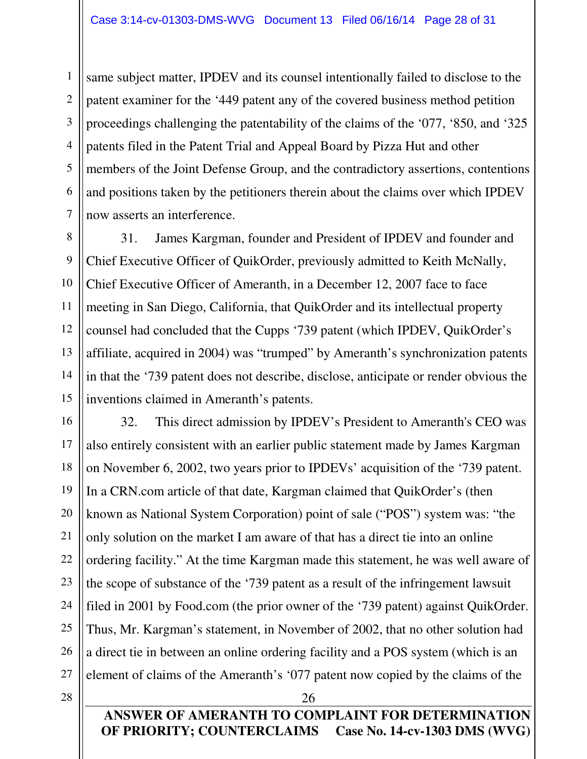same subject matter, IPDEV and its counsel intentionally failed to disclose to the patent examiner for the '449 patent any of the covered business method petition proceedings challenging the patentability of the claims of the '077, '850, and '325 patents filed in the Patent Trial and Appeal Board by Pizza Hut and other members of the Joint Defense Group, and the contradictory assertions, contentions and positions taken by the petitioners therein about the claims over which IPDEV now asserts an interference.

31. James Kargman, founder and President of IPDEV and founder and Chief Executive Officer of QuikOrder, previously admitted to Keith McNally, Chief Executive Officer of Ameranth, in a December 12, 2007 face to face meeting in San Diego, California, that QuikOrder and its intellectual property counsel had concluded that the Cupps '739 patent (which IPDEV, QuikOrder's affiliate, acquired in 2004) was "trumped" by Ameranth's synchronization patents in that the '739 patent does not describe, disclose, anticipate or render obvious the inventions claimed in Ameranth's patents.

32. This direct admission by IPDEV's President to Ameranth's CEO was also entirely consistent with an earlier public statement made by James Kargman on November 6, 2002, two years prior to IPDEVs' acquisition of the '739 patent. In a CRN.com article of that date, Kargman claimed that QuikOrder's (then known as National System Corporation) point of sale ("POS") system was: "the only solution on the market I am aware of that has a direct tie into an online ordering facility." At the time Kargman made this statement, he was well aware of the scope of substance of the '739 patent as a result of the infringement lawsuit filed in 2001 by Food.com (the prior owner of the '739 patent) against QuikOrder. Thus, Mr. Kargman's statement, in November of 2002, that no other solution had a direct tie in between an online ordering facility and a POS system (which is an element of claims of the Ameranth's '077 patent now copied by the claims of the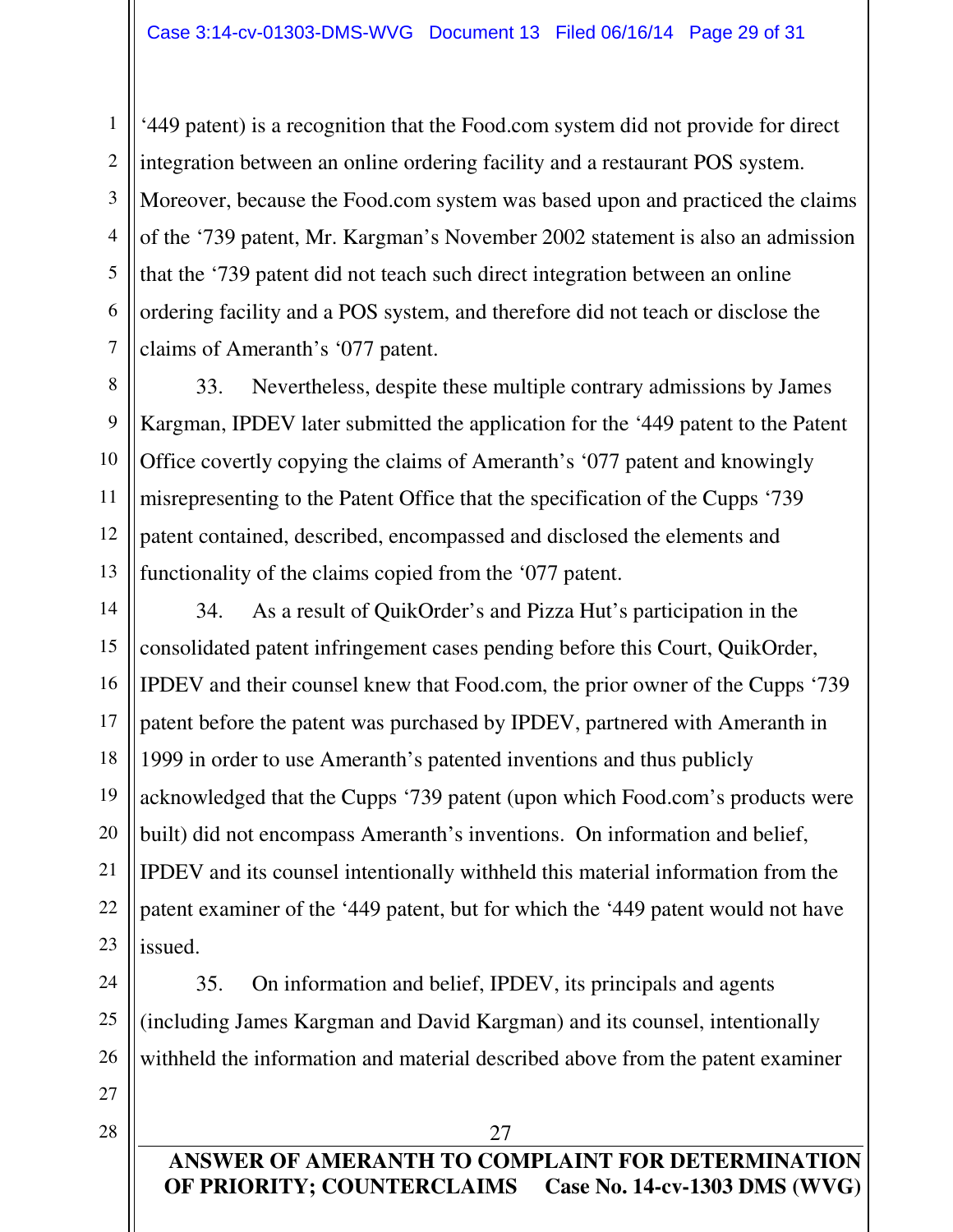'449 patent) is a recognition that the Food.com system did not provide for direct integration between an online ordering facility and a restaurant POS system. Moreover, because the Food.com system was based upon and practiced the claims of the '739 patent, Mr. Kargman's November 2002 statement is also an admission that the '739 patent did not teach such direct integration between an online ordering facility and a POS system, and therefore did not teach or disclose the claims of Ameranth's '077 patent.

33. Nevertheless, despite these multiple contrary admissions by James Kargman, IPDEV later submitted the application for the '449 patent to the Patent Office covertly copying the claims of Ameranth's '077 patent and knowingly misrepresenting to the Patent Office that the specification of the Cupps '739 patent contained, described, encompassed and disclosed the elements and functionality of the claims copied from the '077 patent.

34. As a result of QuikOrder's and Pizza Hut's participation in the consolidated patent infringement cases pending before this Court, QuikOrder, IPDEV and their counsel knew that Food.com, the prior owner of the Cupps '739 patent before the patent was purchased by IPDEV, partnered with Ameranth in 1999 in order to use Ameranth's patented inventions and thus publicly acknowledged that the Cupps '739 patent (upon which Food.com's products were built) did not encompass Ameranth's inventions. On information and belief, IPDEV and its counsel intentionally withheld this material information from the patent examiner of the '449 patent, but for which the '449 patent would not have issued.

35. On information and belief, IPDEV, its principals and agents (including James Kargman and David Kargman) and its counsel, intentionally withheld the information and material described above from the patent examiner

**ANSWER OF AMERANTH TO COMPLAINT FOR DETERMINATION OF PRIORITY; COUNTERCLAIMS Case No. 14-cv-1303 DMS (WVG)**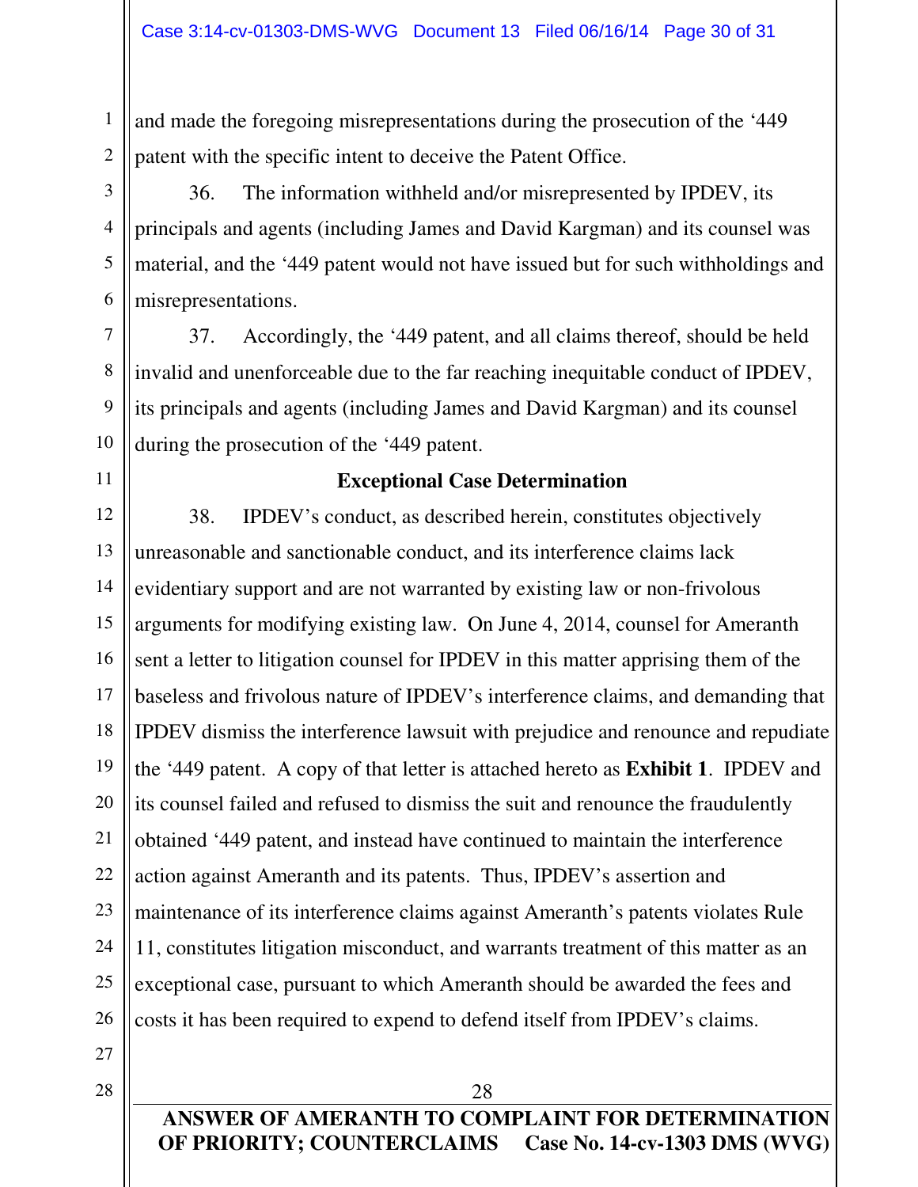and made the foregoing misrepresentations during the prosecution of the '449 patent with the specific intent to deceive the Patent Office.

36. The information withheld and/or misrepresented by IPDEV, its principals and agents (including James and David Kargman) and its counsel was material, and the '449 patent would not have issued but for such withholdings and misrepresentations.

37. Accordingly, the '449 patent, and all claims thereof, should be held invalid and unenforceable due to the far reaching inequitable conduct of IPDEV, its principals and agents (including James and David Kargman) and its counsel during the prosecution of the '449 patent.

**Exceptional Case Determination**

38. IPDEV's conduct, as described herein, constitutes objectively unreasonable and sanctionable conduct, and its interference claims lack evidentiary support and are not warranted by existing law or non-frivolous arguments for modifying existing law. On June 4, 2014, counsel for Ameranth sent a letter to litigation counsel for IPDEV in this matter apprising them of the baseless and frivolous nature of IPDEV's interference claims, and demanding that IPDEV dismiss the interference lawsuit with prejudice and renounce and repudiate the '449 patent. A copy of that letter is attached hereto as **Exhibit 1**. IPDEV and its counsel failed and refused to dismiss the suit and renounce the fraudulently obtained '449 patent, and instead have continued to maintain the interference action against Ameranth and its patents. Thus, IPDEV's assertion and maintenance of its interference claims against Ameranth's patents violates Rule 11, constitutes litigation misconduct, and warrants treatment of this matter as an exceptional case, pursuant to which Ameranth should be awarded the fees and costs it has been required to expend to defend itself from IPDEV's claims.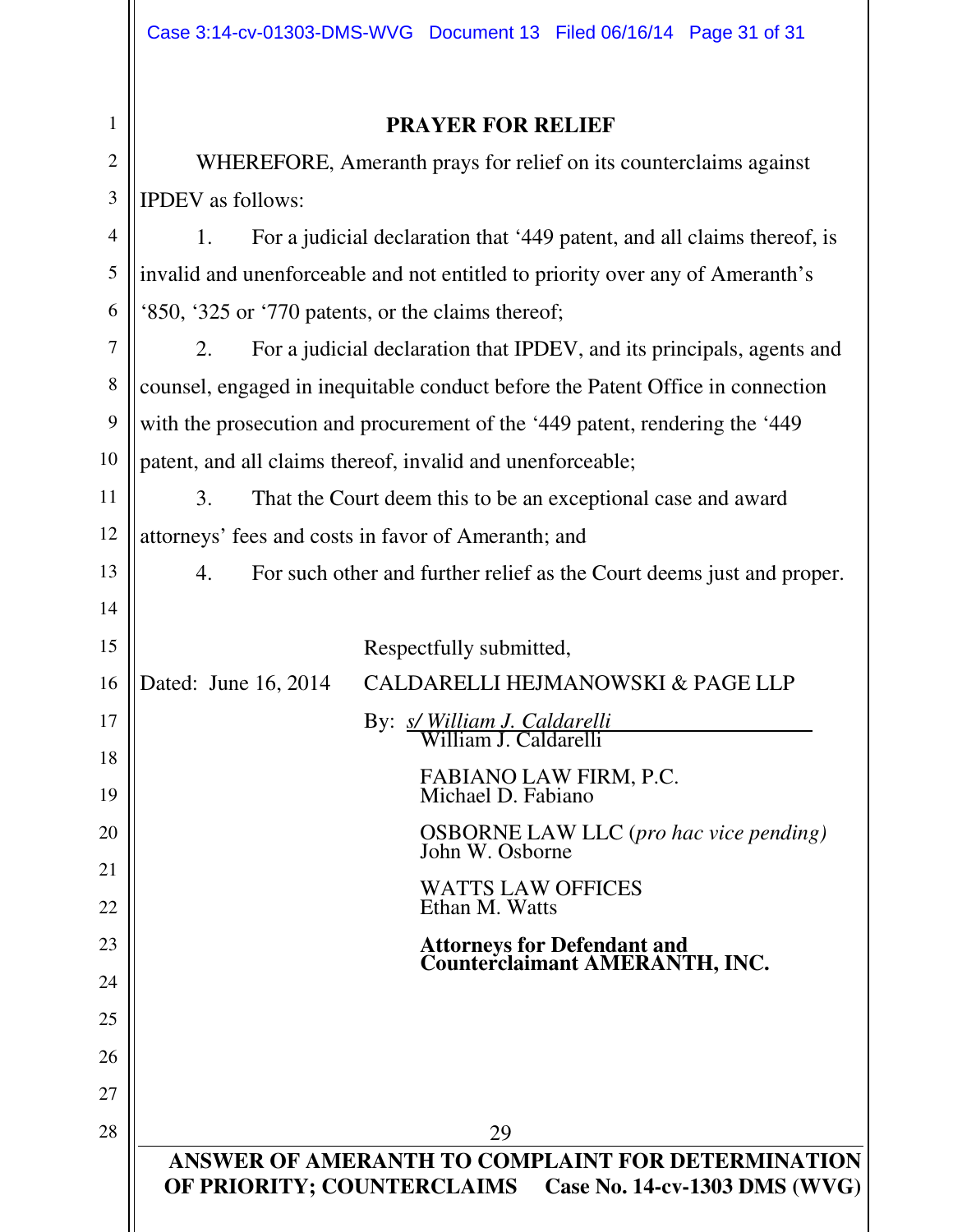## PRAYER FOR RELIEF

WHEREFORE, Ameranth prays for relief on its counterclaims against IPDEV as follows:

1. For a judicial declaration that '449 patent, and all claims thereof, is invalid and unenforceable and not entitled to priority over any of Ameranth's '850, '325 or '770 patents, or the claims thereof;

2. For a judicial declaration that IPDEV, and its principals, agents and counsel, engaged in inequitable conduct before the Patent Office in connection with the prosecution and procurement of the '449 patent, rendering the '449 patent, and all claims thereof, invalid and unenforceable;

3. That the Court deem this to be an exceptional case and award attorneys' fees and costs in favor of Ameranth; and

4. For such other and further relief as the Court deems just and proper.

Respectfully submitted,

Dated: June 16, 2014

CALDARELLI HEJMANOWSKI & PAGE LLP

By: *s/ William J. Caldarelli*
William J. Caldarelli

FABIANO LAW FIRM, P.C.
Michael D. Fabiano

OSBORNE LAW LLC (*pro hac vice pending*)
John W. Osborne

WATTS LAW OFFICES
Ethan M. Watts

**Attorneys for Defendant and Counterclaimant AMERANTH, INC.**

**ANSWER OF AMERANTH TO COMPLAINT FOR DETERMINATION OF PRIORITY; COUNTERCLAIMS Case No. 14-cv-1303 DMS (WVG)**